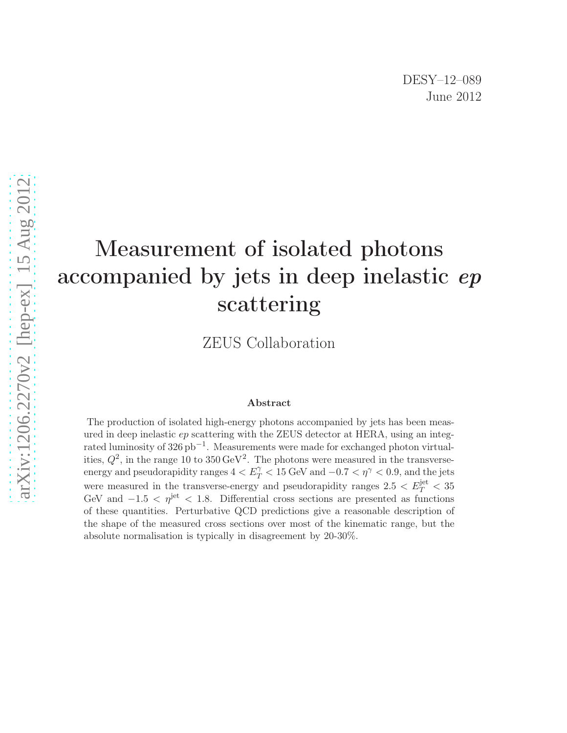DESY–12–089
June 2012

# Measurement of isolated photons accompanied by jets in deep inelastic *ep* scattering

ZEUS Collaboration

## Abstract

The production of isolated high-energy photons accompanied by jets has been measured in deep inelastic *ep* scattering with the ZEUS detector at HERA, using an integrated luminosity of $326\,\text{pb}^{-1}$. Measurements were made for exchanged photon virtualities, $Q^2$, in the range 10 to $350\,\text{GeV}^2$. The photons were measured in the transverse-energy and pseudorapidity ranges $4 < E_T^{\gamma} < 15$ GeV and $-0.7 < \eta^{\gamma} < 0.9$, and the jets were measured in the transverse-energy and pseudorapidity ranges $2.5 < E_T^{\text{jet}} < 35$ GeV and $-1.5 < \eta^{\text{jet}} < 1.8$. Differential cross sections are presented as functions of these quantities. Perturbative QCD predictions give a reasonable description of the shape of the measured cross sections over most of the kinematic range, but the absolute normalisation is typically in disagreement by 20-30%.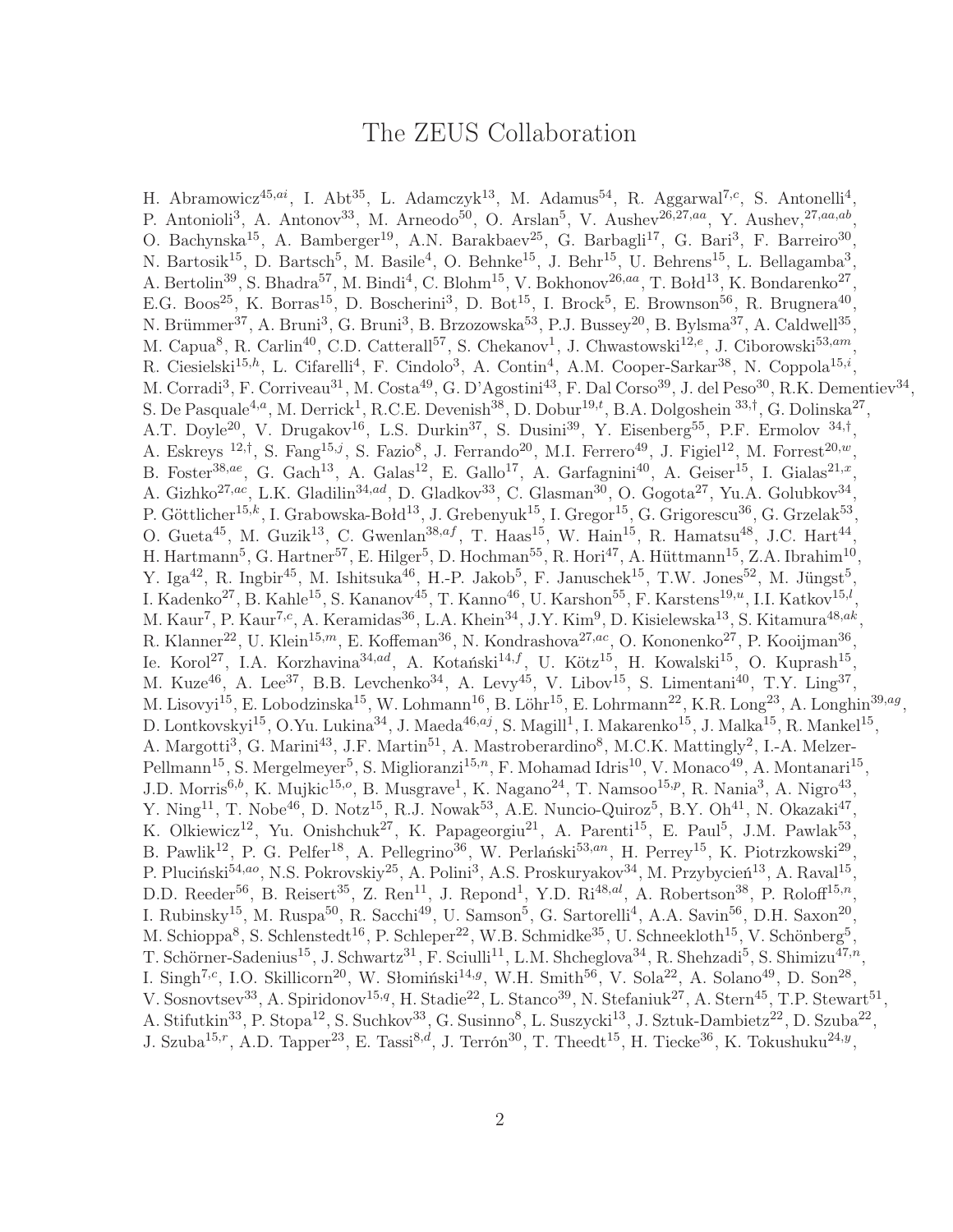# The ZEUS Collaboration

H. Abramowicz[45,ai], I. Abt[35], L. Adamczyk[13], M. Adamus[54], R. Aggarwal[7,c], S. Antonelli[4], P. Antonioli[3], A. Antonov[33], M. Arneodo[50], O. Arslan[5], V. Aushev[26,27,aa], Y. Aushev,[27,aa,ab], O. Bachynska[15], A. Bamberger[19], A.N. Barakbaev[25], G. Barbagli[17], G. Bari[3], F. Barreiro[30], N. Bartosik[15], D. Bartsch[5], M. Basile[4], O. Behnke[15], J. Behr[15], U. Behrens[15], L. Bellagamba[3], A. Bertolin[39], S. Bhadra[57], M. Bindi[4], C. Blohm[15], V. Bokhonov[26,aa], T. Bołd[13], K. Bondarenko[27], E.G. Boos[25], K. Borras[15], D. Boscherini[3], D. Bot[15], I. Brock[5], E. Brownson[56], R. Brugnera[40], N. Brümmer[37], A. Bruni[3], G. Bruni[3], B. Brzozowska[53], P.J. Bussey[20], B. Bylsma[37], A. Caldwell[35], M. Capua[8], R. Carlin[40], C.D. Catterall[57], S. Chekanov[1], J. Chwastowski[12,e], J. Ciborowski[53,am], R. Ciesielski[15,h], L. Cifarelli[4], F. Cindolo[3], A. Contin[4], A.M. Cooper-Sarkar[38], N. Coppola[15,i], M. Corradi[3], F. Corriveau[31], M. Costa[49], G. D'Agostini[43], F. Dal Corso[39], J. del Peso[30], R.K. Dementiev[34], S. De Pasquale[4,a], M. Derrick[1], R.C.E. Devenish[38], D. Dobur[19,t], B.A. Dolgoshein [33,†], G. Dolinska[27], A.T. Doyle[20], V. Drugakov[16], L.S. Durkin[37], S. Dusini[39], Y. Eisenberg[55], P.F. Ermolov [34,†], A. Eskreys [12,†], S. Fang[15,j], S. Fazio[8], J. Ferrando[20], M.I. Ferrero[49], J. Figiel[12], M. Forrest[20,w], B. Foster[38,ae], G. Gach[13], A. Galas[12], E. Gallo[17], A. Garfagnini[40], A. Geiser[15], I. Gialas[21,x], A. Gizhko[27,ac], L.K. Gladilin[34,ad], D. Gladkov[33], C. Glasman[30], O. Gogota[27], Yu.A. Golubkov[34], P. Göttlicher[15,k], I. Grabowska-Bołd[13], J. Grebenyuk[15], I. Gregor[15], G. Grigorescu[36], G. Grzelak[53], O. Gueta[45], M. Guzik[13], C. Gwenlan[38,af], T. Haas[15], W. Hain[15], R. Hamatsu[48], J.C. Hart[44], H. Hartmann[5], G. Hartner[57], E. Hilger[5], D. Hochman[55], R. Hori[47], A. Hüttmann[15], Z.A. Ibrahim[10], Y. Iga[42], R. Ingbir[45], M. Ishitsuka[46], H.-P. Jakob[5], F. Januschek[15], T.W. Jones[52], M. Jüngst[5], I. Kadenko[27], B. Kahle[15], S. Kananov[45], T. Kanno[46], U. Karshon[55], F. Karstens[19,u], I.I. Katkov[15,l], M. Kaur[7], P. Kaur[7,c], A. Keramidas[36], L.A. Khein[34], J.Y. Kim[9], D. Kisielewska[13], S. Kitamura[48,ak], R. Klanner[22], U. Klein[15,m], E. Koffeman[36], N. Kondrashova[27,ac], O. Kononenko[27], P. Kooijman[36], Ie. Korol[27], I.A. Korzhavina[34,ad], A. Kotański[14,f], U. Kötz[15], H. Kowalski[15], O. Kuprash[15], M. Kuze[46], A. Lee[37], B.B. Levchenko[34], A. Levy[45], V. Libov[15], S. Limentani[40], T.Y. Ling[37], M. Lisovyi[15], E. Lobodzinska[15], W. Lohmann[16], B. Löhr[15], E. Lohrmann[22], K.R. Long[23], A. Longhin[39,ag], D. Lontkovskyi[15], O.Yu. Lukina[34], J. Maeda[46,aj], S. Magill[1], I. Makarenko[15], J. Malka[15], R. Mankel[15], A. Margotti[3], G. Marini[43], J.F. Martin[51], A. Mastroberardino[8], M.C.K. Mattingly[2], I.-A. Melzer-Pellmann[15], S. Mergelmeyer[5], S. Miglioranzi[15,n], F. Mohamad Idris[10], V. Monaco[49], A. Montanari[15], J.D. Morris[6,b], K. Mujkic[15,o], B. Musgrave[1], K. Nagano[24], T. Namsoo[15,p], R. Nania[3], A. Nigro[43], Y. Ning[11], T. Nobe[46], D. Notz[15], R.J. Nowak[53], A.E. Nuncio-Quiroz[5], B.Y. Oh[41], N. Okazaki[47], K. Olkiewicz[12], Yu. Onishchuk[27], K. Papageorgiu[21], A. Parenti[15], E. Paul[5], J.M. Pawlak[53], B. Pawlik[12], P. G. Pelfer[18], A. Pellegrino[36], W. Perlański[53,an], H. Perrey[15], K. Piotrzkowski[29], P. Pluciński[54,ao], N.S. Pokrovskiy[25], A. Polini[3], A.S. Proskuryakov[34], M. Przybycień[13], A. Raval[15], D.D. Reeder[56], B. Reisert[35], Z. Ren[11], J. Repond[1], Y.D. Ri[48,al], A. Robertson[38], P. Roloff[15,n], I. Rubinsky[15], M. Ruspa[50], R. Sacchi[49], U. Samson[5], G. Sartorelli[4], A.A. Savin[56], D.H. Saxon[20], M. Schioppa[8], S. Schlenstedt[16], P. Schleper[22], W.B. Schmidke[35], U. Schneekloth[15], V. Schönberg[5], T. Schörner-Sadenius[15], J. Schwartz[31], F. Sciulli[11], L.M. Shcheglova[34], R. Shehzadi[5], S. Shimizu[47,n], I. Singh[7,c], I.O. Skillicorn[20], W. Słomiński[14,g], W.H. Smith[56], V. Sola[22], A. Solano[49], D. Son[28], V. Sosnovtsev[33], A. Spiridonov[15,q], H. Stadie[22], L. Stanco[39], N. Stefaniuk[27], A. Stern[45], T.P. Stewart[51], A. Stifutkin[33], P. Stopa[12], S. Suchkov[33], G. Susinno[8], L. Suszycki[13], J. Sztuk-Dambietz[22], D. Szuba[22], J. Szuba[15,r], A.D. Tapper[23], E. Tassi[8,d], J. Terrón[30], T. Theedt[15], H. Tiecke[36], K. Tokushuku[24,y],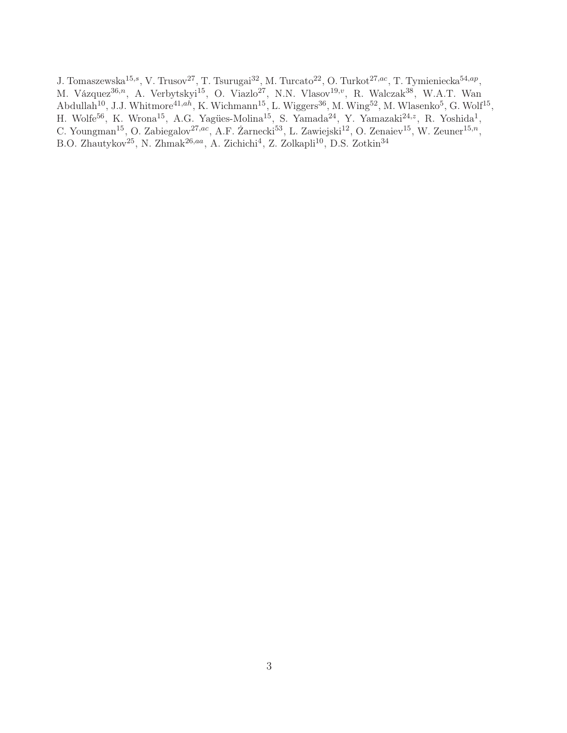J. Tomaszewska[15,s], V. Trusov[27], T. Tsurugai[32], M. Turcato[22], O. Turkot[27,ac], T. Tymieniecka[54,ap], M. Vázquez[36,n], A. Verbytskyi[15], O. Viazlo[27], N.N. Vlasov[19,v], R. Walczak[38], W.A.T. Wan Abdullah[10], J.J. Whitmore[41,ah], K. Wichmann[15], L. Wiggers[36], M. Wing[52], M. Wlasenko[5], G. Wolf[15], H. Wolfe[56], K. Wrona[15], A.G. Yagües-Molina[15], S. Yamada[24], Y. Yamazaki[24,z], R. Yoshida[1], C. Youngman[15], O. Zabiegalov[27,ac], A.F. Żarnecki[53], L. Zawiejski[12], O. Zenaiev[15], W. Zeuner[15,n], B.O. Zhautykov[25], N. Zhmak[26,aa], A. Zichichi[4], Z. Zolkapli[10], D.S. Zotkin[34]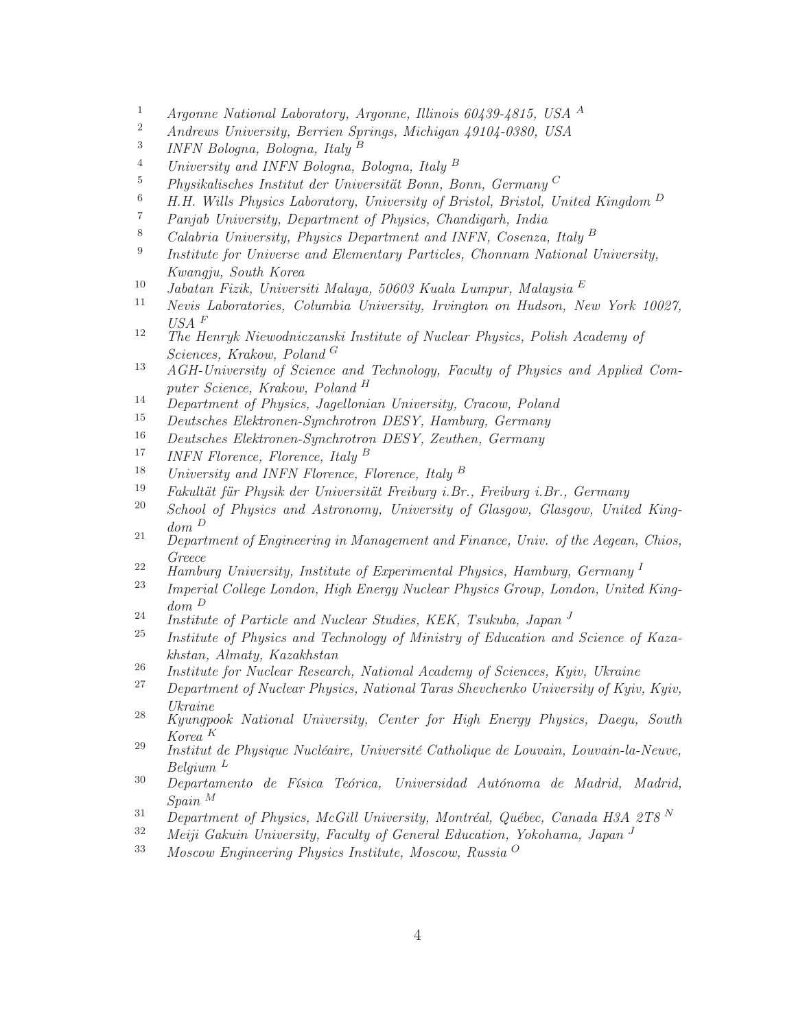[1] *Argonne National Laboratory, Argonne, Illinois 60439-4815, USA* [A]

[2] *Andrews University, Berrien Springs, Michigan 49104-0380, USA*

[3] *INFN Bologna, Bologna, Italy* [B]

[4] *University and INFN Bologna, Bologna, Italy* [B]

[5] *Physikalisches Institut der Universität Bonn, Bonn, Germany* [C]

[6] *H.H. Wills Physics Laboratory, University of Bristol, Bristol, United Kingdom* [D]

[7] *Panjab University, Department of Physics, Chandigarh, India*

[8] *Calabria University, Physics Department and INFN, Cosenza, Italy* [B]

[9] *Institute for Universe and Elementary Particles, Chonnam National University, Kwangju, South Korea*

[10] *Jabatan Fizik, Universiti Malaya, 50603 Kuala Lumpur, Malaysia* [E]

[11] *Nevis Laboratories, Columbia University, Irvington on Hudson, New York 10027, USA* [F]

[12] *The Henryk Niewodniczanski Institute of Nuclear Physics, Polish Academy of Sciences, Krakow, Poland* [G]

[13] *AGH-University of Science and Technology, Faculty of Physics and Applied Computer Science, Krakow, Poland* [H]

[14] *Department of Physics, Jagellonian University, Cracow, Poland*

[15] *Deutsches Elektronen-Synchrotron DESY, Hamburg, Germany*

[16] *Deutsches Elektronen-Synchrotron DESY, Zeuthen, Germany*

[17] *INFN Florence, Florence, Italy* [B]

[18] *University and INFN Florence, Florence, Italy* [B]

[19] *Fakultät für Physik der Universität Freiburg i.Br., Freiburg i.Br., Germany*

[20] *School of Physics and Astronomy, University of Glasgow, Glasgow, United Kingdom* [D]

[21] *Department of Engineering in Management and Finance, Univ. of the Aegean, Chios, Greece*

[22] *Hamburg University, Institute of Experimental Physics, Hamburg, Germany* [I]

[23] *Imperial College London, High Energy Nuclear Physics Group, London, United Kingdom* [D]

[24] *Institute of Particle and Nuclear Studies, KEK, Tsukuba, Japan* [J]

[25] *Institute of Physics and Technology of Ministry of Education and Science of Kazakhstan, Almaty, Kazakhstan*

[26] *Institute for Nuclear Research, National Academy of Sciences, Kyiv, Ukraine*

[27] *Department of Nuclear Physics, National Taras Shevchenko University of Kyiv, Kyiv, Ukraine*

[28] *Kyungpook National University, Center for High Energy Physics, Daegu, South Korea* [K]

[29] *Institut de Physique Nucléaire, Université Catholique de Louvain, Louvain-la-Neuve, Belgium* [L]

[30] *Departamento de Física Teórica, Universidad Autónoma de Madrid, Madrid, Spain* [M]

[31] *Department of Physics, McGill University, Montréal, Québec, Canada H3A 2T8* [N]

[32] *Meiji Gakuin University, Faculty of General Education, Yokohama, Japan* [J]

[33] *Moscow Engineering Physics Institute, Moscow, Russia* [O]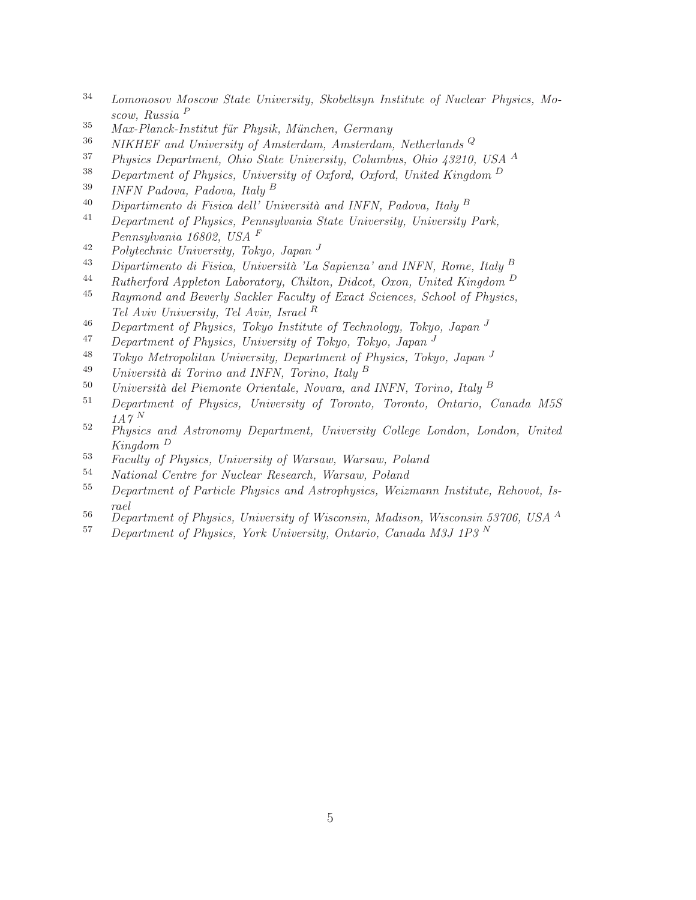[34] *Lomonosov Moscow State University, Skobeltsyn Institute of Nuclear Physics, Moscow, Russia* [P]
[35] *Max-Planck-Institut für Physik, München, Germany*
[36] *NIKHEF and University of Amsterdam, Amsterdam, Netherlands* [Q]
[37] *Physics Department, Ohio State University, Columbus, Ohio 43210, USA* [A]
[38] *Department of Physics, University of Oxford, Oxford, United Kingdom* [D]
[39] *INFN Padova, Padova, Italy* [B]
[40] *Dipartimento di Fisica dell' Università and INFN, Padova, Italy* [B]
[41] *Department of Physics, Pennsylvania State University, University Park, Pennsylvania 16802, USA* [F]
[42] *Polytechnic University, Tokyo, Japan* [J]
[43] *Dipartimento di Fisica, Università 'La Sapienza' and INFN, Rome, Italy* [B]
[44] *Rutherford Appleton Laboratory, Chilton, Didcot, Oxon, United Kingdom* [D]
[45] *Raymond and Beverly Sackler Faculty of Exact Sciences, School of Physics, Tel Aviv University, Tel Aviv, Israel* [R]
[46] *Department of Physics, Tokyo Institute of Technology, Tokyo, Japan* [J]
[47] *Department of Physics, University of Tokyo, Tokyo, Japan* [J]
[48] *Tokyo Metropolitan University, Department of Physics, Tokyo, Japan* [J]
[49] *Università di Torino and INFN, Torino, Italy* [B]
[50] *Università del Piemonte Orientale, Novara, and INFN, Torino, Italy* [B]
[51] *Department of Physics, University of Toronto, Toronto, Ontario, Canada M5S 1A7* [N]
[52] *Physics and Astronomy Department, University College London, London, United Kingdom* [D]
[53] *Faculty of Physics, University of Warsaw, Warsaw, Poland*
[54] *National Centre for Nuclear Research, Warsaw, Poland*
[55] *Department of Particle Physics and Astrophysics, Weizmann Institute, Rehovot, Israel*
[56] *Department of Physics, University of Wisconsin, Madison, Wisconsin 53706, USA* [A]
[57] *Department of Physics, York University, Ontario, Canada M3J 1P3* [N]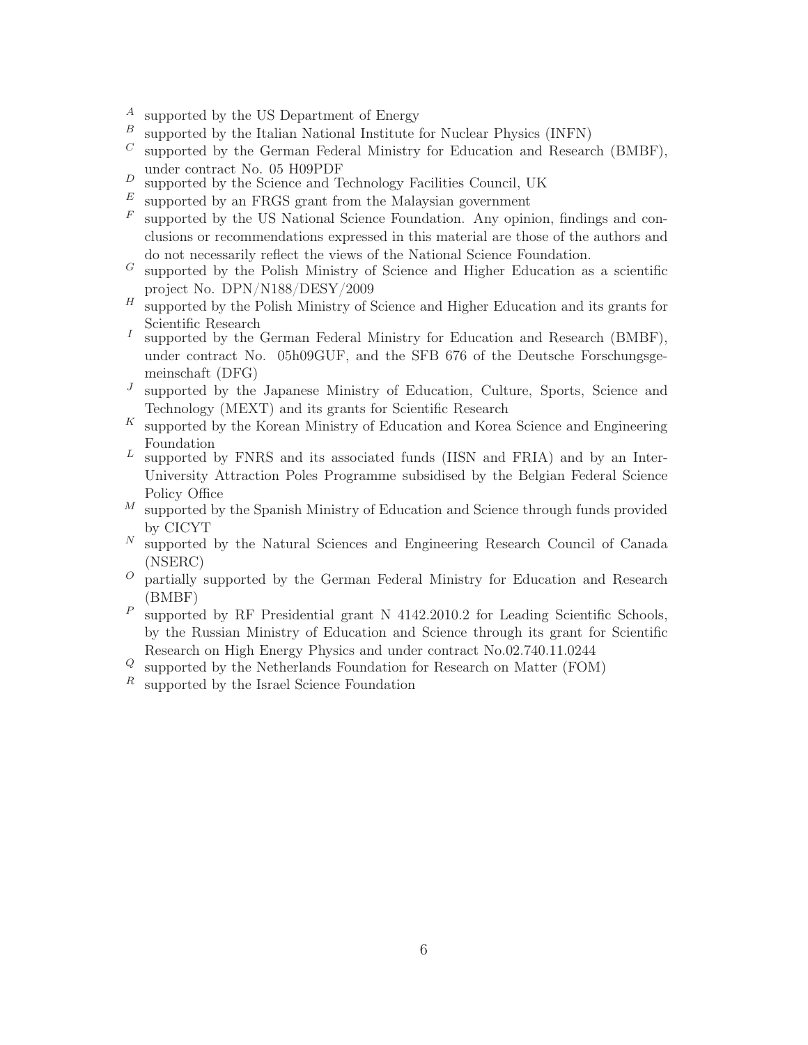[A] supported by the US Department of Energy

[B] supported by the Italian National Institute for Nuclear Physics (INFN)

[C] supported by the German Federal Ministry for Education and Research (BMBF), under contract No. 05 H09PDF

[D] supported by the Science and Technology Facilities Council, UK

[E] supported by an FRGS grant from the Malaysian government

[F] supported by the US National Science Foundation. Any opinion, findings and conclusions or recommendations expressed in this material are those of the authors and do not necessarily reflect the views of the National Science Foundation.

[G] supported by the Polish Ministry of Science and Higher Education as a scientific project No. DPN/N188/DESY/2009

[H] supported by the Polish Ministry of Science and Higher Education and its grants for Scientific Research

[I] supported by the German Federal Ministry for Education and Research (BMBF), under contract No. 05h09GUF, and the SFB 676 of the Deutsche Forschungsgemeinschaft (DFG)

[J] supported by the Japanese Ministry of Education, Culture, Sports, Science and Technology (MEXT) and its grants for Scientific Research

[K] supported by the Korean Ministry of Education and Korea Science and Engineering Foundation

[L] supported by FNRS and its associated funds (IISN and FRIA) and by an Inter-University Attraction Poles Programme subsidised by the Belgian Federal Science Policy Office

[M] supported by the Spanish Ministry of Education and Science through funds provided by CICYT

[N] supported by the Natural Sciences and Engineering Research Council of Canada (NSERC)

[O] partially supported by the German Federal Ministry for Education and Research (BMBF)

[P] supported by RF Presidential grant N 4142.2010.2 for Leading Scientific Schools, by the Russian Ministry of Education and Science through its grant for Scientific Research on High Energy Physics and under contract No.02.740.11.0244

[Q] supported by the Netherlands Foundation for Research on Matter (FOM)

[R] supported by the Israel Science Foundation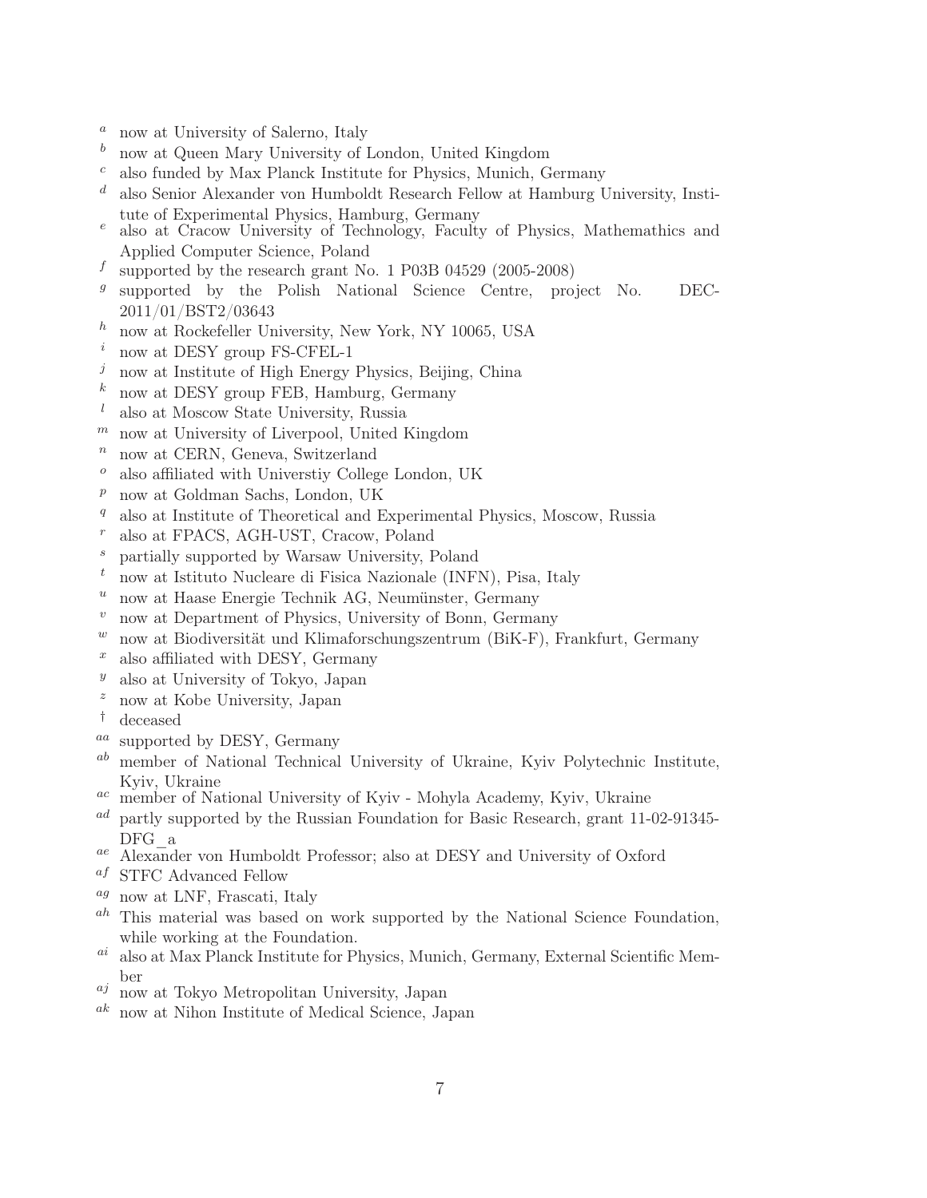[a] now at University of Salerno, Italy
[b] now at Queen Mary University of London, United Kingdom
[c] also funded by Max Planck Institute for Physics, Munich, Germany
[d] also Senior Alexander von Humboldt Research Fellow at Hamburg University, Institute of Experimental Physics, Hamburg, Germany
[e] also at Cracow University of Technology, Faculty of Physics, Mathemathics and Applied Computer Science, Poland
[f] supported by the research grant No. 1 P03B 04529 (2005-2008)
[g] supported by the Polish National Science Centre, project No. DEC-2011/01/BST2/03643
[h] now at Rockefeller University, New York, NY 10065, USA
[i] now at DESY group FS-CFEL-1
[j] now at Institute of High Energy Physics, Beijing, China
[k] now at DESY group FEB, Hamburg, Germany
[l] also at Moscow State University, Russia
[m] now at University of Liverpool, United Kingdom
[n] now at CERN, Geneva, Switzerland
[o] also affiliated with Universtiy College London, UK
[p] now at Goldman Sachs, London, UK
[q] also at Institute of Theoretical and Experimental Physics, Moscow, Russia
[r] also at FPACS, AGH-UST, Cracow, Poland
[s] partially supported by Warsaw University, Poland
[t] now at Istituto Nucleare di Fisica Nazionale (INFN), Pisa, Italy
[u] now at Haase Energie Technik AG, Neumünster, Germany
[v] now at Department of Physics, University of Bonn, Germany
[w] now at Biodiversität und Klimaforschungszentrum (BiK-F), Frankfurt, Germany
[x] also affiliated with DESY, Germany
[y] also at University of Tokyo, Japan
[z] now at Kobe University, Japan
[†] deceased
[aa] supported by DESY, Germany
[ab] member of National Technical University of Ukraine, Kyiv Polytechnic Institute, Kyiv, Ukraine
[ac] member of National University of Kyiv - Mohyla Academy, Kyiv, Ukraine
[ad] partly supported by the Russian Foundation for Basic Research, grant 11-02-91345-DFG_a
[ae] Alexander von Humboldt Professor; also at DESY and University of Oxford
[af] STFC Advanced Fellow
[ag] now at LNF, Frascati, Italy
[ah] This material was based on work supported by the National Science Foundation, while working at the Foundation.
[ai] also at Max Planck Institute for Physics, Munich, Germany, External Scientific Member
[aj] now at Tokyo Metropolitan University, Japan
[ak] now at Nihon Institute of Medical Science, Japan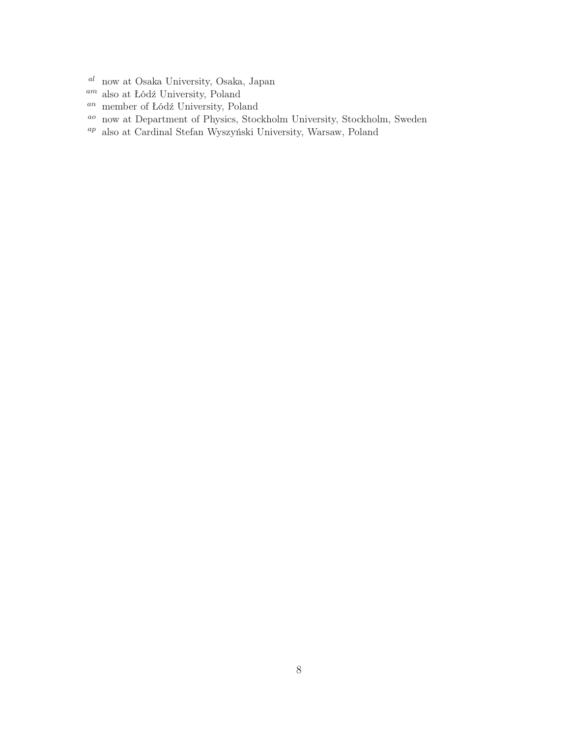[al] now at Osaka University, Osaka, Japan
[am] also at Łódź University, Poland
[an] member of Łódź University, Poland
[ao] now at Department of Physics, Stockholm University, Stockholm, Sweden
[ap] also at Cardinal Stefan Wyszyński University, Warsaw, Poland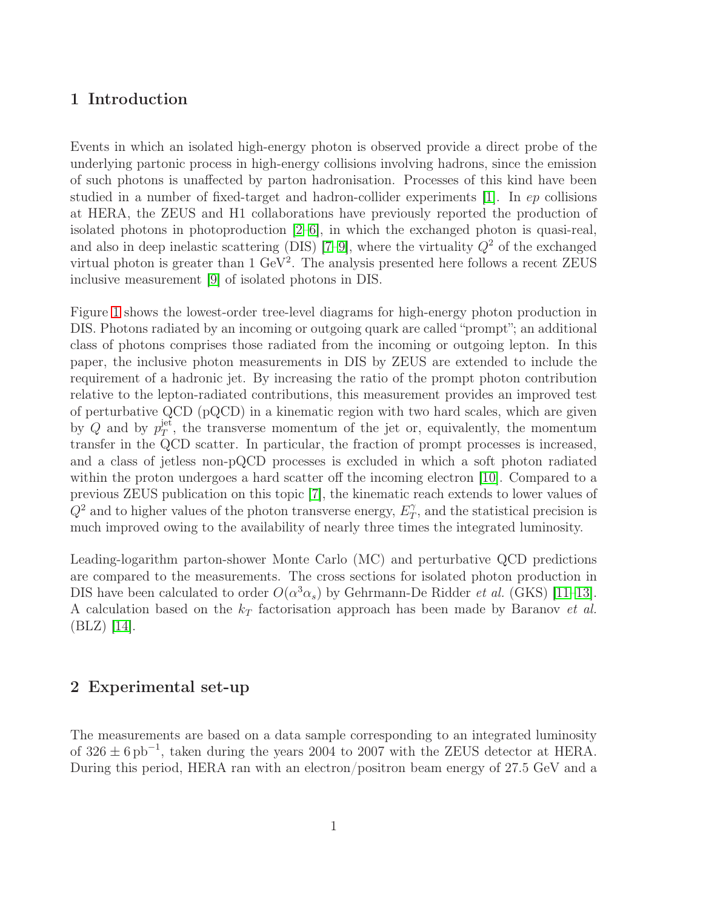## 1 Introduction

Events in which an isolated high-energy photon is observed provide a direct probe of the underlying partonic process in high-energy collisions involving hadrons, since the emission of such photons is unaffected by parton hadronisation. Processes of this kind have been studied in a number of fixed-target and hadron-collider experiments [1]. In *ep* collisions at HERA, the ZEUS and H1 collaborations have previously reported the production of isolated photons in photoproduction [2–6], in which the exchanged photon is quasi-real, and also in deep inelastic scattering (DIS) [7–9], where the virtuality $Q^2$ of the exchanged virtual photon is greater than 1 GeV$^2$. The analysis presented here follows a recent ZEUS inclusive measurement [9] of isolated photons in DIS.

Figure 1 shows the lowest-order tree-level diagrams for high-energy photon production in DIS. Photons radiated by an incoming or outgoing quark are called "prompt"; an additional class of photons comprises those radiated from the incoming or outgoing lepton. In this paper, the inclusive photon measurements in DIS by ZEUS are extended to include the requirement of a hadronic jet. By increasing the ratio of the prompt photon contribution relative to the lepton-radiated contributions, this measurement provides an improved test of perturbative QCD (pQCD) in a kinematic region with two hard scales, which are given by $Q$ and by $p_T^{\rm jet}$, the transverse momentum of the jet or, equivalently, the momentum transfer in the QCD scatter. In particular, the fraction of prompt processes is increased, and a class of jetless non-pQCD processes is excluded in which a soft photon radiated within the proton undergoes a hard scatter off the incoming electron [10]. Compared to a previous ZEUS publication on this topic [7], the kinematic reach extends to lower values of $Q^2$ and to higher values of the photon transverse energy, $E_T^{\gamma}$, and the statistical precision is much improved owing to the availability of nearly three times the integrated luminosity.

Leading-logarithm parton-shower Monte Carlo (MC) and perturbative QCD predictions are compared to the measurements. The cross sections for isolated photon production in DIS have been calculated to order $O(\alpha^3\alpha_s)$ by Gehrmann-De Ridder *et al.* (GKS) [11–13]. A calculation based on the $k_T$ factorisation approach has been made by Baranov *et al.* (BLZ) [14].

## 2 Experimental set-up

The measurements are based on a data sample corresponding to an integrated luminosity of $326 \pm 6\,{\rm pb}^{-1}$, taken during the years 2004 to 2007 with the ZEUS detector at HERA. During this period, HERA ran with an electron/positron beam energy of 27.5 GeV and a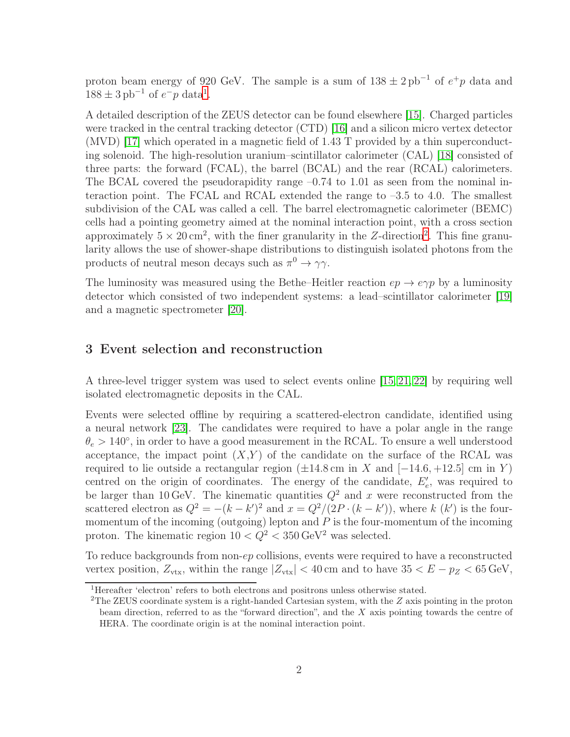proton beam energy of 920 GeV. The sample is a sum of $138 \pm 2\,\text{pb}^{-1}$ of $e^+p$ data and $188 \pm 3\,\text{pb}^{-1}$ of $e^-p$ data[1].

A detailed description of the ZEUS detector can be found elsewhere [15]. Charged particles were tracked in the central tracking detector (CTD) [16] and a silicon micro vertex detector (MVD) [17] which operated in a magnetic field of 1.43 T provided by a thin superconducting solenoid. The high-resolution uranium–scintillator calorimeter (CAL) [18] consisted of three parts: the forward (FCAL), the barrel (BCAL) and the rear (RCAL) calorimeters. The BCAL covered the pseudorapidity range –0.74 to 1.01 as seen from the nominal interaction point. The FCAL and RCAL extended the range to –3.5 to 4.0. The smallest subdivision of the CAL was called a cell. The barrel electromagnetic calorimeter (BEMC) cells had a pointing geometry aimed at the nominal interaction point, with a cross section approximately $5 \times 20\,\text{cm}^2$, with the finer granularity in the $Z$-direction[2]. This fine granularity allows the use of shower-shape distributions to distinguish isolated photons from the products of neutral meson decays such as $\pi^0 \to \gamma\gamma$.

The luminosity was measured using the Bethe–Heitler reaction $ep \to e\gamma p$ by a luminosity detector which consisted of two independent systems: a lead–scintillator calorimeter [19] and a magnetic spectrometer [20].

## 3 Event selection and reconstruction

A three-level trigger system was used to select events online [15, 21, 22] by requiring well isolated electromagnetic deposits in the CAL.

Events were selected offline by requiring a scattered-electron candidate, identified using a neural network [23]. The candidates were required to have a polar angle in the range $\theta_e > 140^\circ$, in order to have a good measurement in the RCAL. To ensure a well understood acceptance, the impact point $(X,Y)$ of the candidate on the surface of the RCAL was required to lie outside a rectangular region ($\pm 14.8\,\text{cm}$ in $X$ and $[-14.6, +12.5]$ cm in $Y$) centred on the origin of coordinates. The energy of the candidate, $E'_e$, was required to be larger than 10 GeV. The kinematic quantities $Q^2$ and $x$ were reconstructed from the scattered electron as $Q^2 = -(k - k')^2$ and $x = Q^2/(2P \cdot (k - k'))$, where $k$ ($k'$) is the four-momentum of the incoming (outgoing) lepton and $P$ is the four-momentum of the incoming proton. The kinematic region $10 < Q^2 < 350\,\text{GeV}^2$ was selected.

To reduce backgrounds from non-$ep$ collisions, events were required to have a reconstructed vertex position, $Z_{\text{vtx}}$, within the range $|Z_{\text{vtx}}| < 40\,\text{cm}$ and to have $35 < E - p_Z < 65\,\text{GeV}$,

---

[1] Hereafter 'electron' refers to both electrons and positrons unless otherwise stated.

[2] The ZEUS coordinate system is a right-handed Cartesian system, with the $Z$ axis pointing in the proton beam direction, referred to as the "forward direction", and the $X$ axis pointing towards the centre of HERA. The coordinate origin is at the nominal interaction point.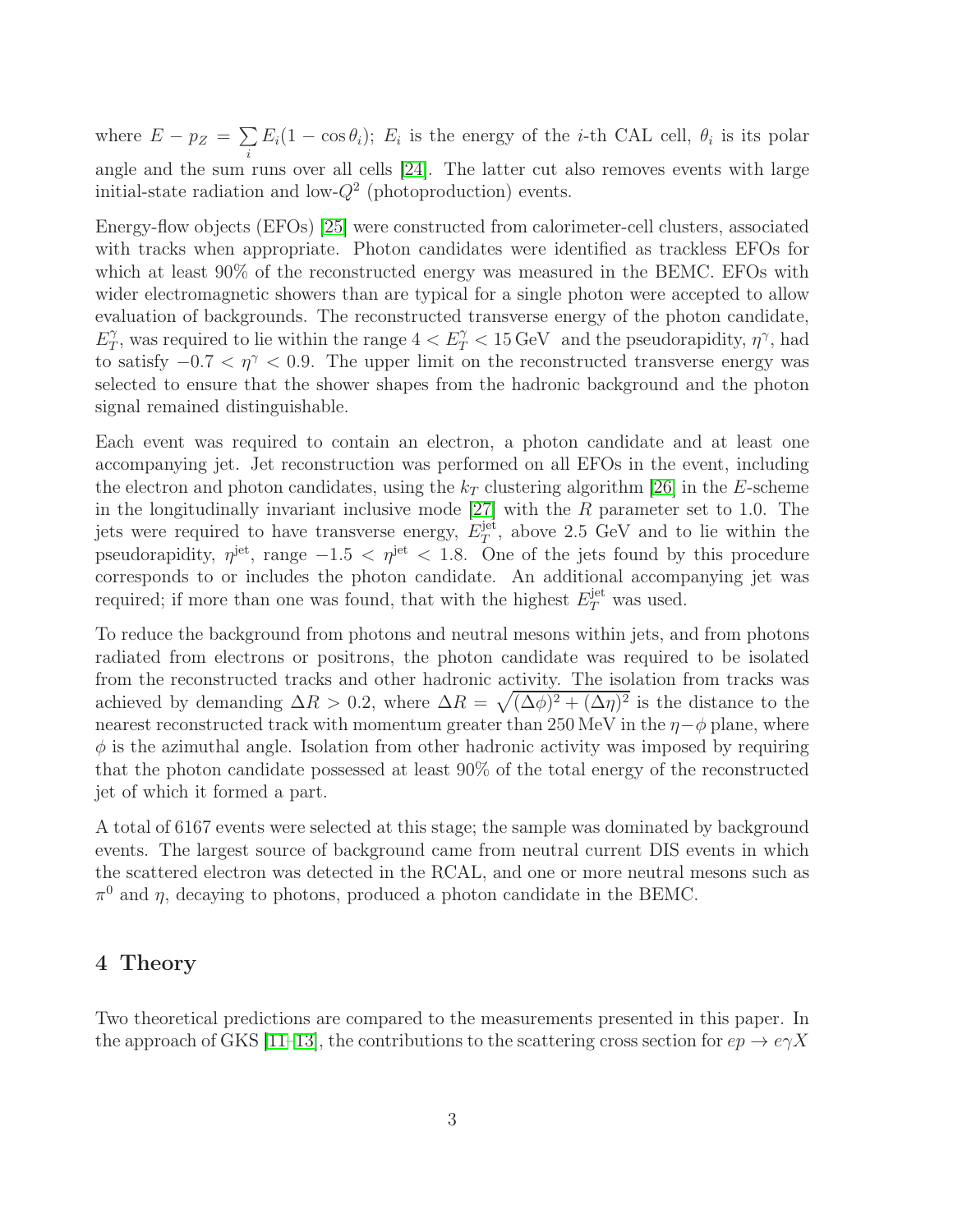where $E - p_Z = \sum_i E_i(1 - \cos\theta_i)$; $E_i$ is the energy of the $i$-th CAL cell, $\theta_i$ is its polar angle and the sum runs over all cells [24]. The latter cut also removes events with large initial-state radiation and low-$Q^2$ (photoproduction) events.

Energy-flow objects (EFOs) [25] were constructed from calorimeter-cell clusters, associated with tracks when appropriate. Photon candidates were identified as trackless EFOs for which at least 90% of the reconstructed energy was measured in the BEMC. EFOs with wider electromagnetic showers than are typical for a single photon were accepted to allow evaluation of backgrounds. The reconstructed transverse energy of the photon candidate, $E_T^\gamma$, was required to lie within the range $4 < E_T^\gamma < 15$ GeV and the pseudorapidity, $\eta^\gamma$, had to satisfy $-0.7 < \eta^\gamma < 0.9$. The upper limit on the reconstructed transverse energy was selected to ensure that the shower shapes from the hadronic background and the photon signal remained distinguishable.

Each event was required to contain an electron, a photon candidate and at least one accompanying jet. Jet reconstruction was performed on all EFOs in the event, including the electron and photon candidates, using the $k_T$ clustering algorithm [26] in the $E$-scheme in the longitudinally invariant inclusive mode [27] with the $R$ parameter set to 1.0. The jets were required to have transverse energy, $E_T^{\text{jet}}$, above 2.5 GeV and to lie within the pseudorapidity, $\eta^{\text{jet}}$, range $-1.5 < \eta^{\text{jet}} < 1.8$. One of the jets found by this procedure corresponds to or includes the photon candidate. An additional accompanying jet was required; if more than one was found, that with the highest $E_T^{\text{jet}}$ was used.

To reduce the background from photons and neutral mesons within jets, and from photons radiated from electrons or positrons, the photon candidate was required to be isolated from the reconstructed tracks and other hadronic activity. The isolation from tracks was achieved by demanding $\Delta R > 0.2$, where $\Delta R = \sqrt{(\Delta\phi)^2 + (\Delta\eta)^2}$ is the distance to the nearest reconstructed track with momentum greater than 250 MeV in the $\eta-\phi$ plane, where $\phi$ is the azimuthal angle. Isolation from other hadronic activity was imposed by requiring that the photon candidate possessed at least 90% of the total energy of the reconstructed jet of which it formed a part.

A total of 6167 events were selected at this stage; the sample was dominated by background events. The largest source of background came from neutral current DIS events in which the scattered electron was detected in the RCAL, and one or more neutral mesons such as $\pi^0$ and $\eta$, decaying to photons, produced a photon candidate in the BEMC.

## 4 Theory

Two theoretical predictions are compared to the measurements presented in this paper. In the approach of GKS [11–13], the contributions to the scattering cross section for $ep \to e\gamma X$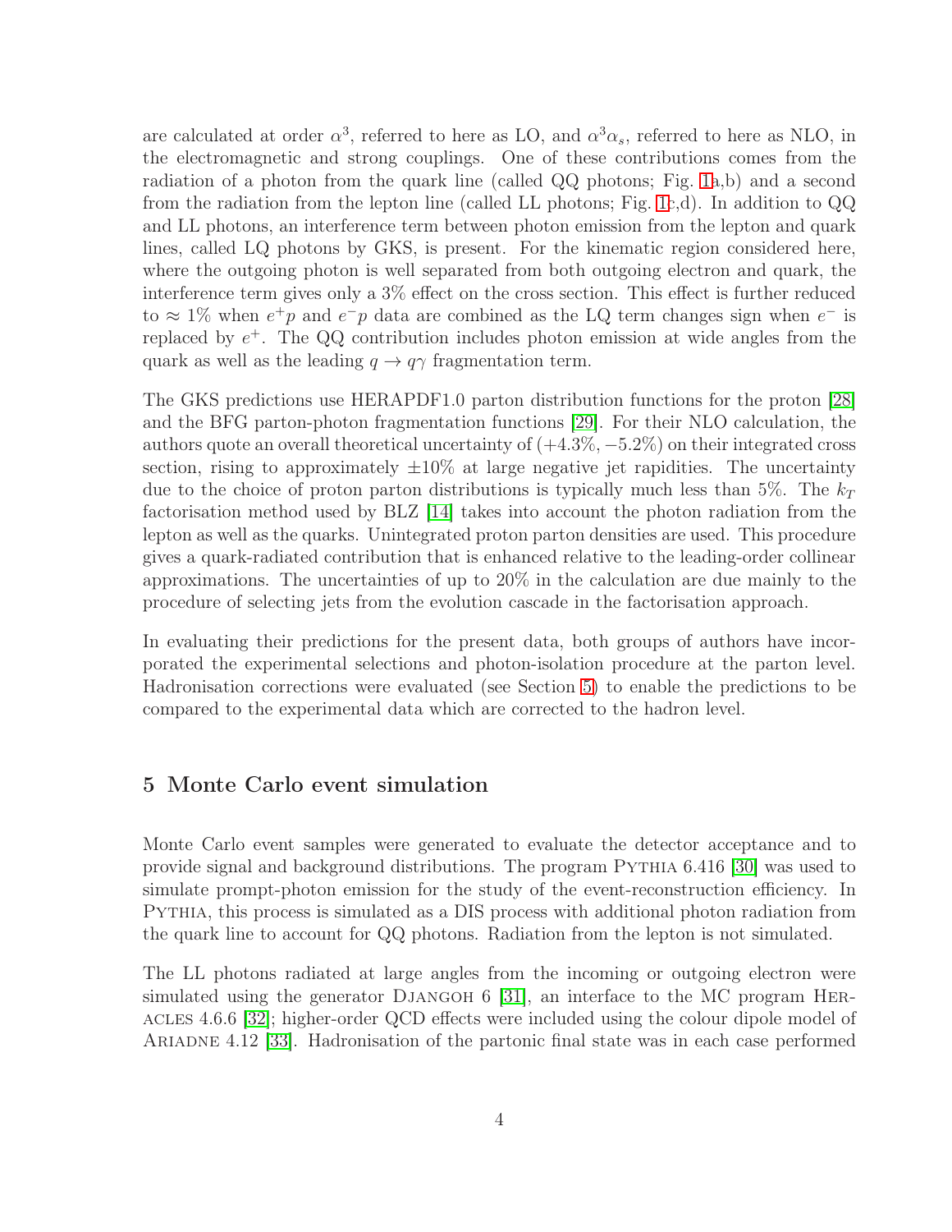are calculated at order $\alpha^3$, referred to here as LO, and $\alpha^3\alpha_s$, referred to here as NLO, in the electromagnetic and strong couplings. One of these contributions comes from the radiation of a photon from the quark line (called QQ photons; Fig. 1a,b) and a second from the radiation from the lepton line (called LL photons; Fig. 1c,d). In addition to QQ and LL photons, an interference term between photon emission from the lepton and quark lines, called LQ photons by GKS, is present. For the kinematic region considered here, where the outgoing photon is well separated from both outgoing electron and quark, the interference term gives only a 3% effect on the cross section. This effect is further reduced to $\approx 1\%$ when $e^+p$ and $e^-p$ data are combined as the LQ term changes sign when $e^-$ is replaced by $e^+$. The QQ contribution includes photon emission at wide angles from the quark as well as the leading $q \to q\gamma$ fragmentation term.

The GKS predictions use HERAPDF1.0 parton distribution functions for the proton [28] and the BFG parton-photon fragmentation functions [29]. For their NLO calculation, the authors quote an overall theoretical uncertainty of $(+4.3\%, -5.2\%)$ on their integrated cross section, rising to approximately $\pm 10\%$ at large negative jet rapidities. The uncertainty due to the choice of proton parton distributions is typically much less than 5%. The $k_T$ factorisation method used by BLZ [14] takes into account the photon radiation from the lepton as well as the quarks. Unintegrated proton parton densities are used. This procedure gives a quark-radiated contribution that is enhanced relative to the leading-order collinear approximations. The uncertainties of up to 20% in the calculation are due mainly to the procedure of selecting jets from the evolution cascade in the factorisation approach.

In evaluating their predictions for the present data, both groups of authors have incorporated the experimental selections and photon-isolation procedure at the parton level. Hadronisation corrections were evaluated (see Section 5) to enable the predictions to be compared to the experimental data which are corrected to the hadron level.

## 5 Monte Carlo event simulation

Monte Carlo event samples were generated to evaluate the detector acceptance and to provide signal and background distributions. The program Pythia 6.416 [30] was used to simulate prompt-photon emission for the study of the event-reconstruction efficiency. In Pythia, this process is simulated as a DIS process with additional photon radiation from the quark line to account for QQ photons. Radiation from the lepton is not simulated.

The LL photons radiated at large angles from the incoming or outgoing electron were simulated using the generator Djangoh 6 [31], an interface to the MC program Heracles 4.6.6 [32]; higher-order QCD effects were included using the colour dipole model of Ariadne 4.12 [33]. Hadronisation of the partonic final state was in each case performed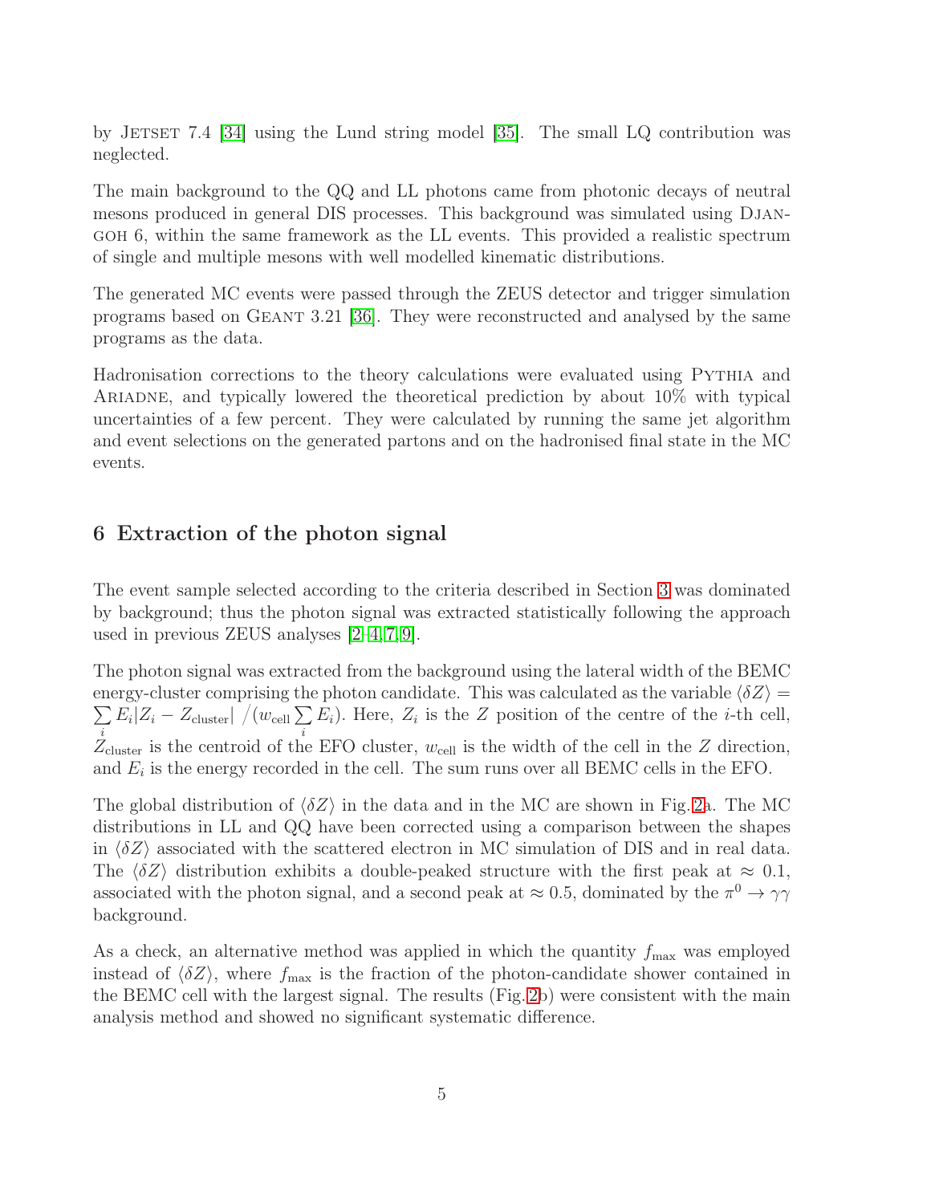by JETSET 7.4 [34] using the Lund string model [35]. The small LQ contribution was neglected.

The main background to the QQ and LL photons came from photonic decays of neutral mesons produced in general DIS processes. This background was simulated using DJANGOH 6, within the same framework as the LL events. This provided a realistic spectrum of single and multiple mesons with well modelled kinematic distributions.

The generated MC events were passed through the ZEUS detector and trigger simulation programs based on GEANT 3.21 [36]. They were reconstructed and analysed by the same programs as the data.

Hadronisation corrections to the theory calculations were evaluated using PYTHIA and ARIADNE, and typically lowered the theoretical prediction by about 10% with typical uncertainties of a few percent. They were calculated by running the same jet algorithm and event selections on the generated partons and on the hadronised final state in the MC events.

## 6 Extraction of the photon signal

The event sample selected according to the criteria described in Section 3 was dominated by background; thus the photon signal was extracted statistically following the approach used in previous ZEUS analyses [2–4,7,9].

The photon signal was extracted from the background using the lateral width of the BEMC energy-cluster comprising the photon candidate. This was calculated as the variable $\langle \delta Z \rangle = \sum_i E_i |Z_i - Z_{\text{cluster}}| \,/ (w_{\text{cell}} \sum_i E_i)$. Here, $Z_i$ is the $Z$ position of the centre of the $i$-th cell, $Z_{\text{cluster}}$ is the centroid of the EFO cluster, $w_{\text{cell}}$ is the width of the cell in the $Z$ direction, and $E_i$ is the energy recorded in the cell. The sum runs over all BEMC cells in the EFO.

The global distribution of $\langle \delta Z \rangle$ in the data and in the MC are shown in Fig. 2a. The MC distributions in LL and QQ have been corrected using a comparison between the shapes in $\langle \delta Z \rangle$ associated with the scattered electron in MC simulation of DIS and in real data. The $\langle \delta Z \rangle$ distribution exhibits a double-peaked structure with the first peak at $\approx 0.1$, associated with the photon signal, and a second peak at $\approx 0.5$, dominated by the $\pi^0 \to \gamma\gamma$ background.

As a check, an alternative method was applied in which the quantity $f_{\text{max}}$ was employed instead of $\langle \delta Z \rangle$, where $f_{\text{max}}$ is the fraction of the photon-candidate shower contained in the BEMC cell with the largest signal. The results (Fig. 2b) were consistent with the main analysis method and showed no significant systematic difference.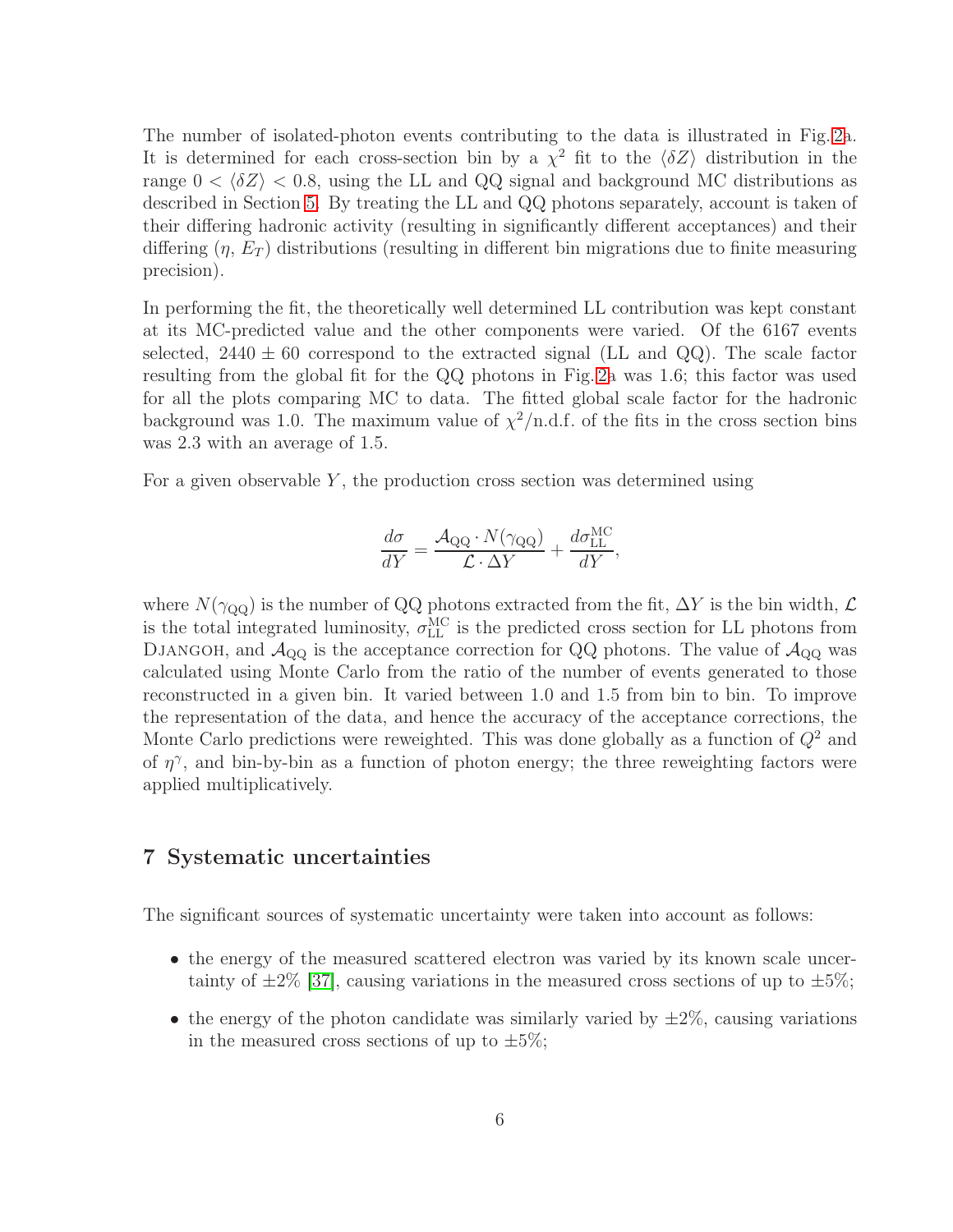The number of isolated-photon events contributing to the data is illustrated in Fig. 2a. It is determined for each cross-section bin by a $\chi^2$ fit to the $\langle \delta Z \rangle$ distribution in the range $0 < \langle \delta Z \rangle < 0.8$, using the LL and QQ signal and background MC distributions as described in Section 5. By treating the LL and QQ photons separately, account is taken of their differing hadronic activity (resulting in significantly different acceptances) and their differing ($\eta$, $E_T$) distributions (resulting in different bin migrations due to finite measuring precision).

In performing the fit, the theoretically well determined LL contribution was kept constant at its MC-predicted value and the other components were varied. Of the 6167 events selected, $2440 \pm 60$ correspond to the extracted signal (LL and QQ). The scale factor resulting from the global fit for the QQ photons in Fig. 2a was 1.6; this factor was used for all the plots comparing MC to data. The fitted global scale factor for the hadronic background was 1.0. The maximum value of $\chi^2$/n.d.f. of the fits in the cross section bins was 2.3 with an average of 1.5.

For a given observable $Y$, the production cross section was determined using

$$\frac{d\sigma}{dY} = \frac{\mathcal{A}_{\mathrm{QQ}} \cdot N(\gamma_{\mathrm{QQ}})}{\mathcal{L} \cdot \Delta Y} + \frac{d\sigma_{\mathrm{LL}}^{\mathrm{MC}}}{dY},$$

where $N(\gamma_{\mathrm{QQ}})$ is the number of QQ photons extracted from the fit, $\Delta Y$ is the bin width, $\mathcal{L}$ is the total integrated luminosity, $\sigma_{\mathrm{LL}}^{\mathrm{MC}}$ is the predicted cross section for LL photons from DJANGOH, and $\mathcal{A}_{\mathrm{QQ}}$ is the acceptance correction for QQ photons. The value of $\mathcal{A}_{\mathrm{QQ}}$ was calculated using Monte Carlo from the ratio of the number of events generated to those reconstructed in a given bin. It varied between 1.0 and 1.5 from bin to bin. To improve the representation of the data, and hence the accuracy of the acceptance corrections, the Monte Carlo predictions were reweighted. This was done globally as a function of $Q^2$ and of $\eta^\gamma$, and bin-by-bin as a function of photon energy; the three reweighting factors were applied multiplicatively.

## 7 Systematic uncertainties

The significant sources of systematic uncertainty were taken into account as follows:

- the energy of the measured scattered electron was varied by its known scale uncertainty of $\pm 2\%$ [37], causing variations in the measured cross sections of up to $\pm 5\%$;
- the energy of the photon candidate was similarly varied by $\pm 2\%$, causing variations in the measured cross sections of up to $\pm 5\%$;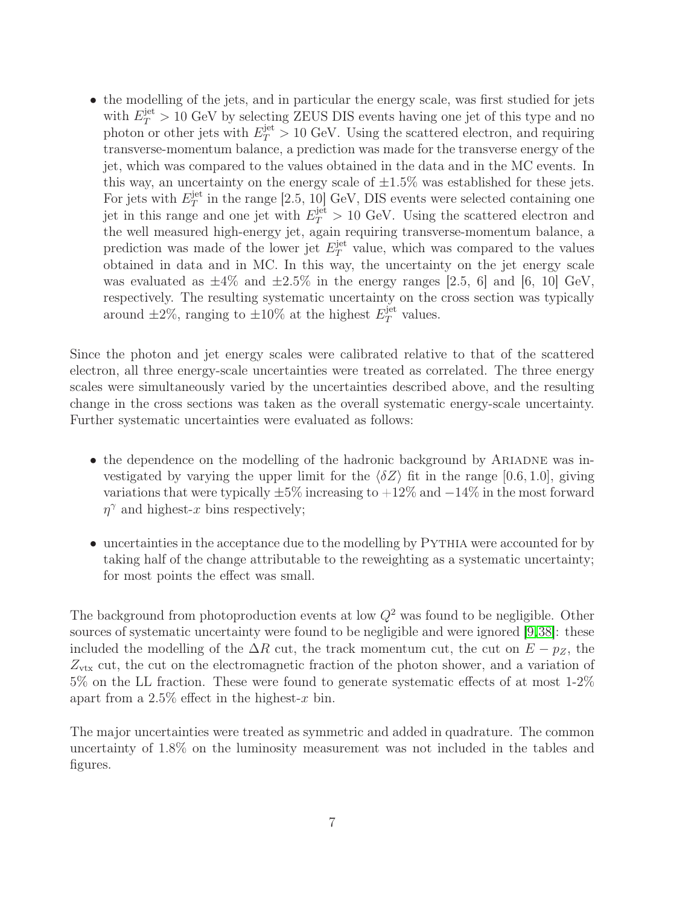- the modelling of the jets, and in particular the energy scale, was first studied for jets with $E_T^{\rm jet} > 10$ GeV by selecting ZEUS DIS events having one jet of this type and no photon or other jets with $E_T^{\rm jet} > 10$ GeV. Using the scattered electron, and requiring transverse-momentum balance, a prediction was made for the transverse energy of the jet, which was compared to the values obtained in the data and in the MC events. In this way, an uncertainty on the energy scale of $\pm 1.5\%$ was established for these jets. For jets with $E_T^{\rm jet}$ in the range [2.5, 10] GeV, DIS events were selected containing one jet in this range and one jet with $E_T^{\rm jet} > 10$ GeV. Using the scattered electron and the well measured high-energy jet, again requiring transverse-momentum balance, a prediction was made of the lower jet $E_T^{\rm jet}$ value, which was compared to the values obtained in data and in MC. In this way, the uncertainty on the jet energy scale was evaluated as $\pm 4\%$ and $\pm 2.5\%$ in the energy ranges [2.5, 6] and [6, 10] GeV, respectively. The resulting systematic uncertainty on the cross section was typically around $\pm 2\%$, ranging to $\pm 10\%$ at the highest $E_T^{\rm jet}$ values.

Since the photon and jet energy scales were calibrated relative to that of the scattered electron, all three energy-scale uncertainties were treated as correlated. The three energy scales were simultaneously varied by the uncertainties described above, and the resulting change in the cross sections was taken as the overall systematic energy-scale uncertainty. Further systematic uncertainties were evaluated as follows:

- the dependence on the modelling of the hadronic background by ARIADNE was investigated by varying the upper limit for the $\langle \delta Z \rangle$ fit in the range $[0.6, 1.0]$, giving variations that were typically $\pm 5\%$ increasing to $+12\%$ and $-14\%$ in the most forward $\eta^\gamma$ and highest-$x$ bins respectively;
- uncertainties in the acceptance due to the modelling by PYTHIA were accounted for by taking half of the change attributable to the reweighting as a systematic uncertainty; for most points the effect was small.

The background from photoproduction events at low $Q^2$ was found to be negligible. Other sources of systematic uncertainty were found to be negligible and were ignored [9,38]: these included the modelling of the $\Delta R$ cut, the track momentum cut, the cut on $E - p_Z$, the $Z_{\rm vtx}$ cut, the cut on the electromagnetic fraction of the photon shower, and a variation of 5% on the LL fraction. These were found to generate systematic effects of at most 1-2% apart from a 2.5% effect in the highest-$x$ bin.

The major uncertainties were treated as symmetric and added in quadrature. The common uncertainty of 1.8% on the luminosity measurement was not included in the tables and figures.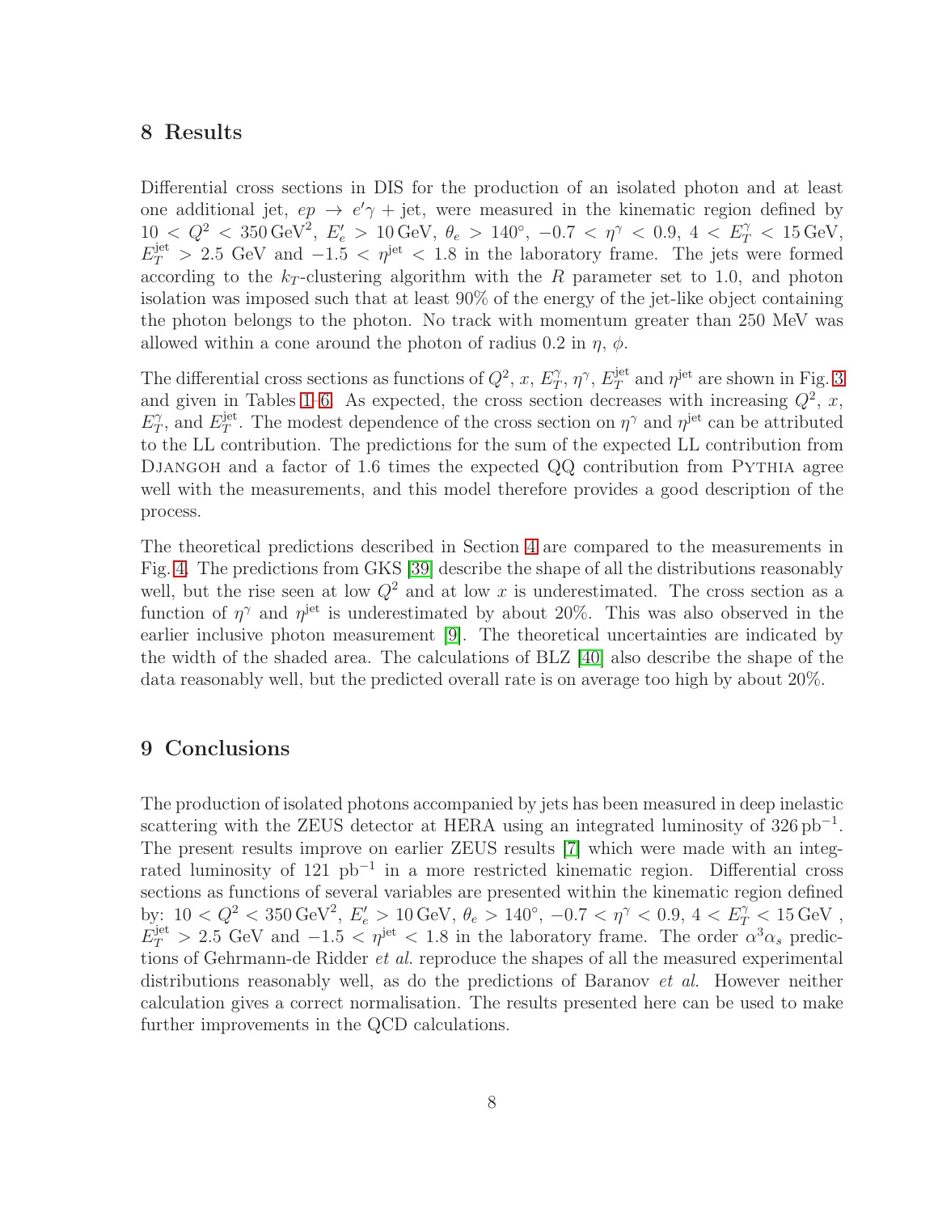## 8 Results

Differential cross sections in DIS for the production of an isolated photon and at least one additional jet, $ep \rightarrow e'\gamma + \text{jet}$, were measured in the kinematic region defined by $10 < Q^2 < 350\,\text{GeV}^2$, $E_e' > 10\,\text{GeV}$, $\theta_e > 140^\circ$, $-0.7 < \eta^\gamma < 0.9$, $4 < E_T^\gamma < 15\,\text{GeV}$, $E_T^{\text{jet}} > 2.5$ GeV and $-1.5 < \eta^{\text{jet}} < 1.8$ in the laboratory frame. The jets were formed according to the $k_T$-clustering algorithm with the $R$ parameter set to 1.0, and photon isolation was imposed such that at least 90% of the energy of the jet-like object containing the photon belongs to the photon. No track with momentum greater than 250 MeV was allowed within a cone around the photon of radius 0.2 in $\eta$, $\phi$.

The differential cross sections as functions of $Q^2$, $x$, $E_T^\gamma$, $\eta^\gamma$, $E_T^{\text{jet}}$ and $\eta^{\text{jet}}$ are shown in Fig. 3 and given in Tables 1–6. As expected, the cross section decreases with increasing $Q^2$, $x$, $E_T^\gamma$, and $E_T^{\text{jet}}$. The modest dependence of the cross section on $\eta^\gamma$ and $\eta^{\text{jet}}$ can be attributed to the LL contribution. The predictions for the sum of the expected LL contribution from Djangoh and a factor of 1.6 times the expected QQ contribution from Pythia agree well with the measurements, and this model therefore provides a good description of the process.

The theoretical predictions described in Section 4 are compared to the measurements in Fig. 4. The predictions from GKS [39] describe the shape of all the distributions reasonably well, but the rise seen at low $Q^2$ and at low $x$ is underestimated. The cross section as a function of $\eta^\gamma$ and $\eta^{\text{jet}}$ is underestimated by about 20%. This was also observed in the earlier inclusive photon measurement [9]. The theoretical uncertainties are indicated by the width of the shaded area. The calculations of BLZ [40] also describe the shape of the data reasonably well, but the predicted overall rate is on average too high by about 20%.

## 9 Conclusions

The production of isolated photons accompanied by jets has been measured in deep inelastic scattering with the ZEUS detector at HERA using an integrated luminosity of $326\,\text{pb}^{-1}$. The present results improve on earlier ZEUS results [7] which were made with an integrated luminosity of 121 $\text{pb}^{-1}$ in a more restricted kinematic region. Differential cross sections as functions of several variables are presented within the kinematic region defined by: $10 < Q^2 < 350\,\text{GeV}^2$, $E_e' > 10\,\text{GeV}$, $\theta_e > 140^\circ$, $-0.7 < \eta^\gamma < 0.9$, $4 < E_T^\gamma < 15\,\text{GeV}$, $E_T^{\text{jet}} > 2.5$ GeV and $-1.5 < \eta^{\text{jet}} < 1.8$ in the laboratory frame. The order $\alpha^3\alpha_s$ predictions of Gehrmann-de Ridder *et al.* reproduce the shapes of all the measured experimental distributions reasonably well, as do the predictions of Baranov *et al.* However neither calculation gives a correct normalisation. The results presented here can be used to make further improvements in the QCD calculations.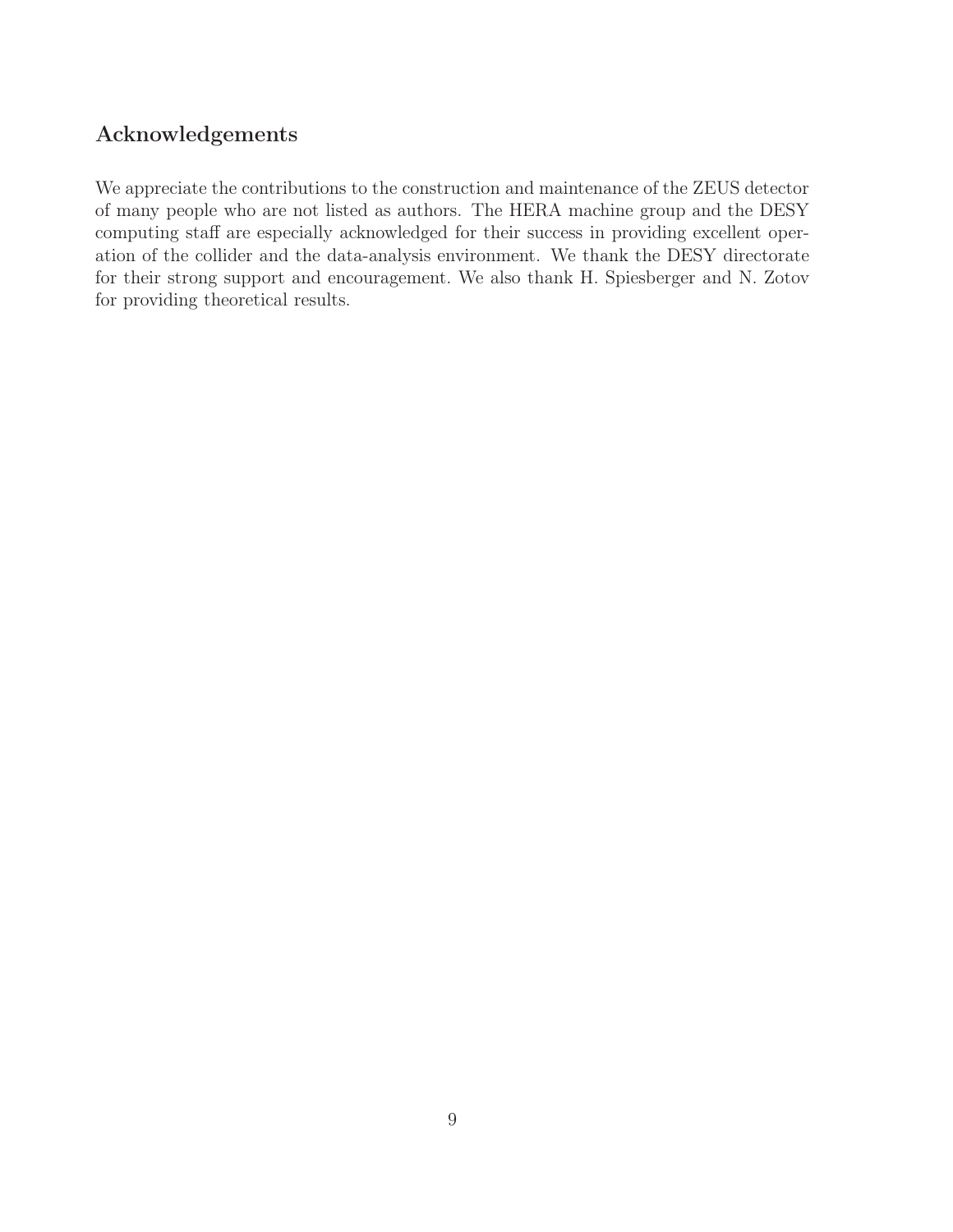## Acknowledgements

We appreciate the contributions to the construction and maintenance of the ZEUS detector of many people who are not listed as authors. The HERA machine group and the DESY computing staff are especially acknowledged for their success in providing excellent operation of the collider and the data-analysis environment. We thank the DESY directorate for their strong support and encouragement. We also thank H. Spiesberger and N. Zotov for providing theoretical results.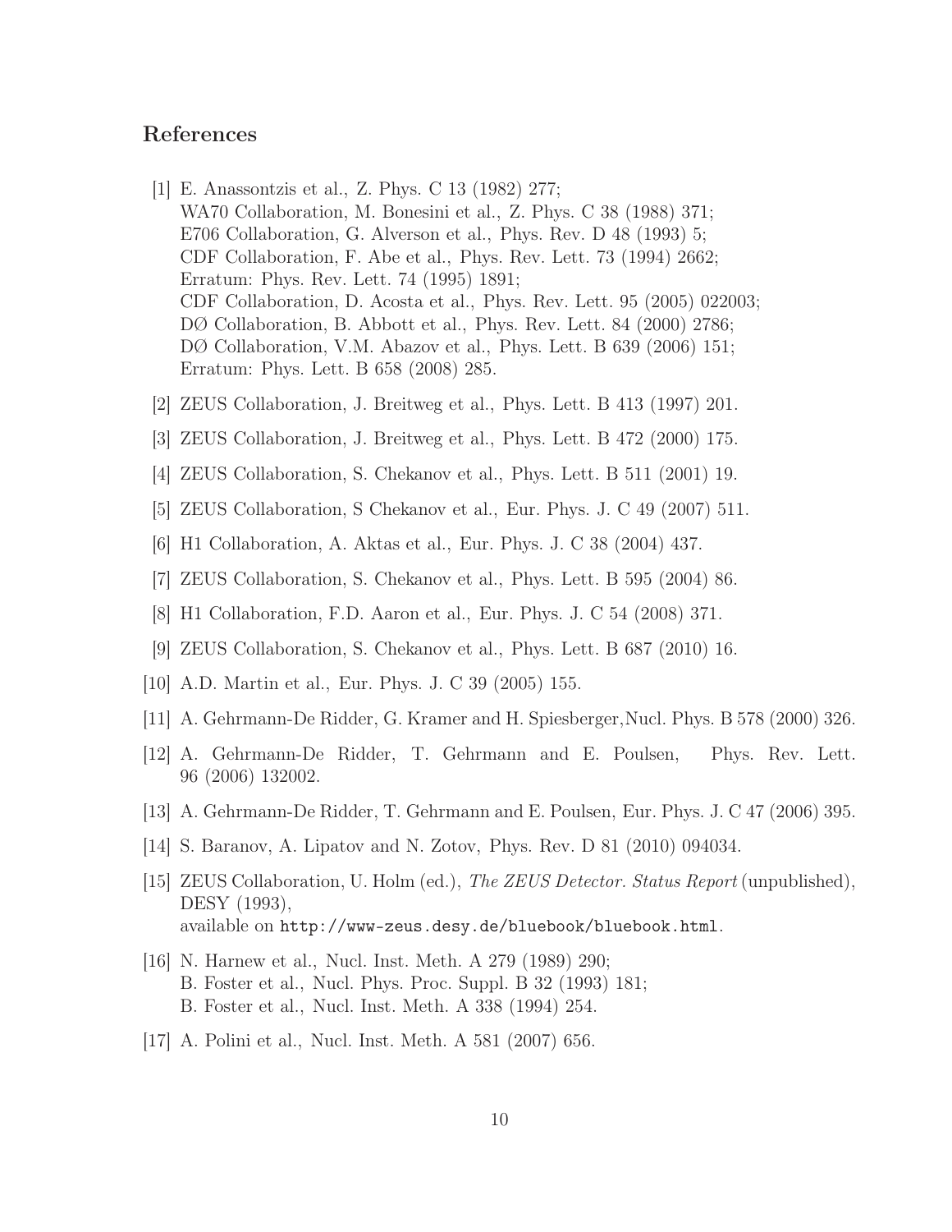## References

[1] E. Anassontzis et al., Z. Phys. C 13 (1982) 277;
WA70 Collaboration, M. Bonesini et al., Z. Phys. C 38 (1988) 371;
E706 Collaboration, G. Alverson et al., Phys. Rev. D 48 (1993) 5;
CDF Collaboration, F. Abe et al., Phys. Rev. Lett. 73 (1994) 2662;
Erratum: Phys. Rev. Lett. 74 (1995) 1891;
CDF Collaboration, D. Acosta et al., Phys. Rev. Lett. 95 (2005) 022003;
DØ Collaboration, B. Abbott et al., Phys. Rev. Lett. 84 (2000) 2786;
DØ Collaboration, V.M. Abazov et al., Phys. Lett. B 639 (2006) 151;
Erratum: Phys. Lett. B 658 (2008) 285.

[2] ZEUS Collaboration, J. Breitweg et al., Phys. Lett. B 413 (1997) 201.

[3] ZEUS Collaboration, J. Breitweg et al., Phys. Lett. B 472 (2000) 175.

[4] ZEUS Collaboration, S. Chekanov et al., Phys. Lett. B 511 (2001) 19.

[5] ZEUS Collaboration, S Chekanov et al., Eur. Phys. J. C 49 (2007) 511.

[6] H1 Collaboration, A. Aktas et al., Eur. Phys. J. C 38 (2004) 437.

[7] ZEUS Collaboration, S. Chekanov et al., Phys. Lett. B 595 (2004) 86.

[8] H1 Collaboration, F.D. Aaron et al., Eur. Phys. J. C 54 (2008) 371.

[9] ZEUS Collaboration, S. Chekanov et al., Phys. Lett. B 687 (2010) 16.

[10] A.D. Martin et al., Eur. Phys. J. C 39 (2005) 155.

[11] A. Gehrmann-De Ridder, G. Kramer and H. Spiesberger,Nucl. Phys. B 578 (2000) 326.

[12] A. Gehrmann-De Ridder, T. Gehrmann and E. Poulsen, Phys. Rev. Lett. 96 (2006) 132002.

[13] A. Gehrmann-De Ridder, T. Gehrmann and E. Poulsen, Eur. Phys. J. C 47 (2006) 395.

[14] S. Baranov, A. Lipatov and N. Zotov, Phys. Rev. D 81 (2010) 094034.

[15] ZEUS Collaboration, U. Holm (ed.), *The ZEUS Detector. Status Report* (unpublished), DESY (1993),
available on `http://www-zeus.desy.de/bluebook/bluebook.html`.

[16] N. Harnew et al., Nucl. Inst. Meth. A 279 (1989) 290;
B. Foster et al., Nucl. Phys. Proc. Suppl. B 32 (1993) 181;
B. Foster et al., Nucl. Inst. Meth. A 338 (1994) 254.

[17] A. Polini et al., Nucl. Inst. Meth. A 581 (2007) 656.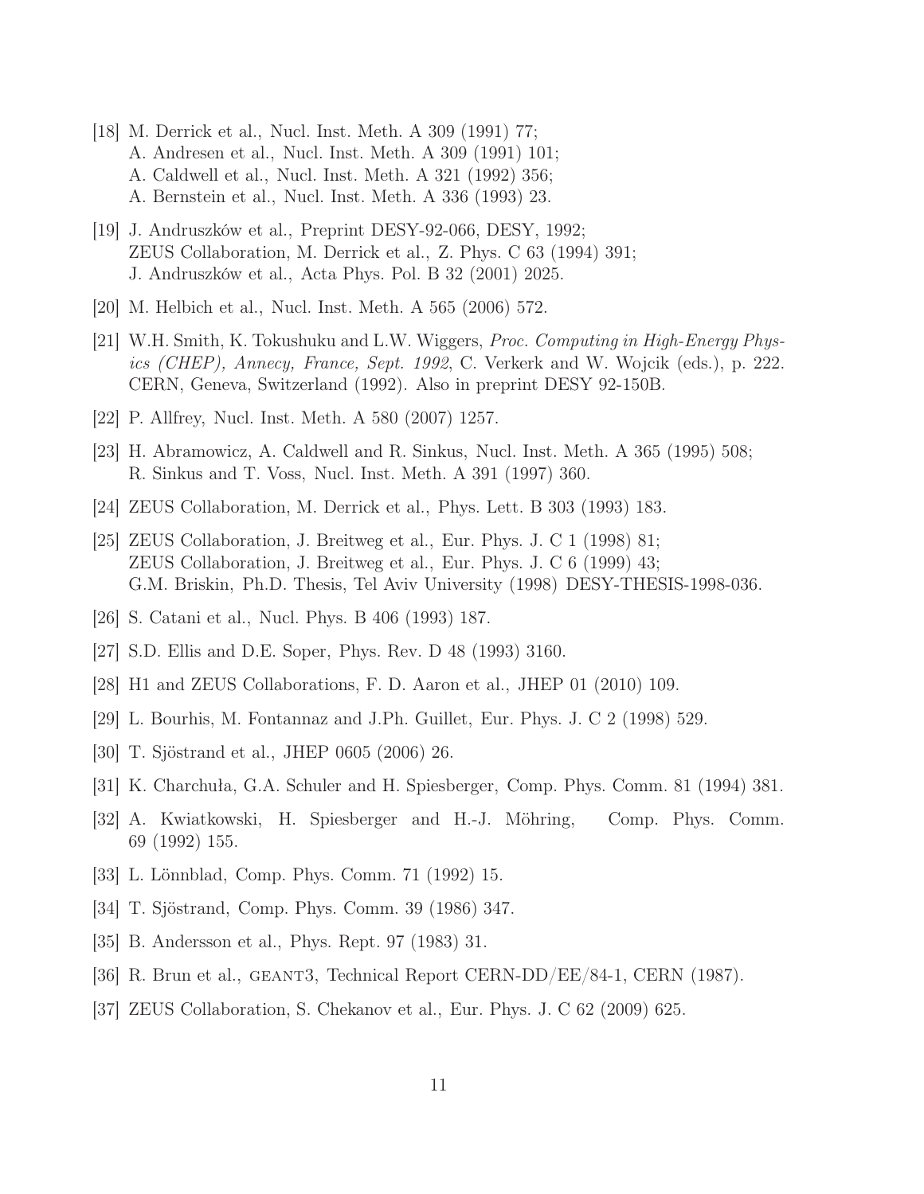[18] M. Derrick et al., Nucl. Inst. Meth. A 309 (1991) 77;
A. Andresen et al., Nucl. Inst. Meth. A 309 (1991) 101;
A. Caldwell et al., Nucl. Inst. Meth. A 321 (1992) 356;
A. Bernstein et al., Nucl. Inst. Meth. A 336 (1993) 23.

[19] J. Andruszków et al., Preprint DESY-92-066, DESY, 1992;
ZEUS Collaboration, M. Derrick et al., Z. Phys. C 63 (1994) 391;
J. Andruszków et al., Acta Phys. Pol. B 32 (2001) 2025.

[20] M. Helbich et al., Nucl. Inst. Meth. A 565 (2006) 572.

[21] W.H. Smith, K. Tokushuku and L.W. Wiggers, *Proc. Computing in High-Energy Physics (CHEP), Annecy, France, Sept. 1992*, C. Verkerk and W. Wojcik (eds.), p. 222. CERN, Geneva, Switzerland (1992). Also in preprint DESY 92-150B.

[22] P. Allfrey, Nucl. Inst. Meth. A 580 (2007) 1257.

[23] H. Abramowicz, A. Caldwell and R. Sinkus, Nucl. Inst. Meth. A 365 (1995) 508;
R. Sinkus and T. Voss, Nucl. Inst. Meth. A 391 (1997) 360.

[24] ZEUS Collaboration, M. Derrick et al., Phys. Lett. B 303 (1993) 183.

[25] ZEUS Collaboration, J. Breitweg et al., Eur. Phys. J. C 1 (1998) 81;
ZEUS Collaboration, J. Breitweg et al., Eur. Phys. J. C 6 (1999) 43;
G.M. Briskin, Ph.D. Thesis, Tel Aviv University (1998) DESY-THESIS-1998-036.

[26] S. Catani et al., Nucl. Phys. B 406 (1993) 187.

[27] S.D. Ellis and D.E. Soper, Phys. Rev. D 48 (1993) 3160.

[28] H1 and ZEUS Collaborations, F. D. Aaron et al., JHEP 01 (2010) 109.

[29] L. Bourhis, M. Fontannaz and J.Ph. Guillet, Eur. Phys. J. C 2 (1998) 529.

[30] T. Sjöstrand et al., JHEP 0605 (2006) 26.

[31] K. Charchuła, G.A. Schuler and H. Spiesberger, Comp. Phys. Comm. 81 (1994) 381.

[32] A. Kwiatkowski, H. Spiesberger and H.-J. Möhring, Comp. Phys. Comm. 69 (1992) 155.

[33] L. Lönnblad, Comp. Phys. Comm. 71 (1992) 15.

[34] T. Sjöstrand, Comp. Phys. Comm. 39 (1986) 347.

[35] B. Andersson et al., Phys. Rept. 97 (1983) 31.

[36] R. Brun et al., GEANT3, Technical Report CERN-DD/EE/84-1, CERN (1987).

[37] ZEUS Collaboration, S. Chekanov et al., Eur. Phys. J. C 62 (2009) 625.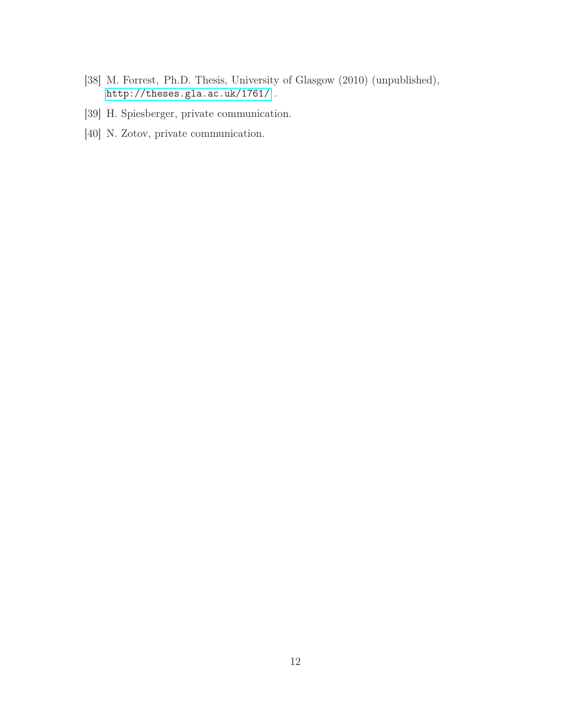[38] M. Forrest, Ph.D. Thesis, University of Glasgow (2010) (unpublished), http://theses.gla.ac.uk/1761/ .

[39] H. Spiesberger, private communication.

[40] N. Zotov, private communication.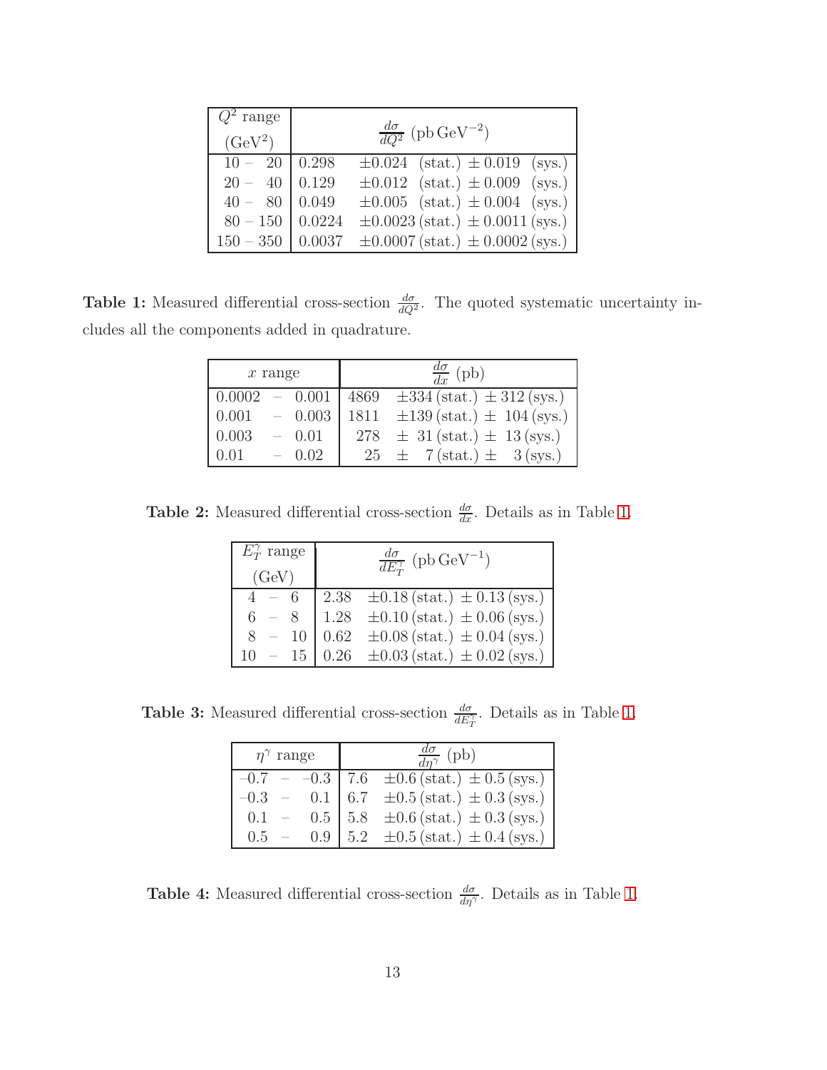| $Q^2$ range ($\mathrm{GeV}^2$) | $\frac{d\sigma}{dQ^2}$ ($\mathrm{pb\,GeV^{-2}}$) |
|---|---|
| 10 – 20 | 0.298 $\pm 0.024$ (stat.) $\pm\, 0.019$ (sys.) |
| 20 – 40 | 0.129 $\pm 0.012$ (stat.) $\pm\, 0.009$ (sys.) |
| 40 – 80 | 0.049 $\pm 0.005$ (stat.) $\pm\, 0.004$ (sys.) |
| 80 – 150 | 0.0224 $\pm 0.0023$ (stat.) $\pm\, 0.0011$ (sys.) |
| 150 – 350 | 0.0037 $\pm 0.0007$ (stat.) $\pm\, 0.0002$ (sys.) |

**Table 1:** Measured differential cross-section $\frac{d\sigma}{dQ^2}$. The quoted systematic uncertainty includes all the components added in quadrature.

| $x$ range | $\frac{d\sigma}{dx}$ (pb) |
|---|---|
| 0.0002 – 0.001 | 4869 $\pm 334$ (stat.) $\pm\, 312$ (sys.) |
| 0.001 – 0.003 | 1811 $\pm 139$ (stat.) $\pm\, 104$ (sys.) |
| 0.003 – 0.01 | 278 $\pm\, 31$ (stat.) $\pm\, 13$ (sys.) |
| 0.01 – 0.02 | 25 $\pm\, 7$ (stat.) $\pm\, 3$ (sys.) |

**Table 2:** Measured differential cross-section $\frac{d\sigma}{dx}$. Details as in Table 1.

| $E_T^\gamma$ range (GeV) | $\frac{d\sigma}{dE_T^\gamma}$ ($\mathrm{pb\,GeV^{-1}}$) |
|---|---|
| 4 – 6 | 2.38 $\pm 0.18$ (stat.) $\pm\, 0.13$ (sys.) |
| 6 – 8 | 1.28 $\pm 0.10$ (stat.) $\pm\, 0.06$ (sys.) |
| 8 – 10 | 0.62 $\pm 0.08$ (stat.) $\pm\, 0.04$ (sys.) |
| 10 – 15 | 0.26 $\pm 0.03$ (stat.) $\pm\, 0.02$ (sys.) |

**Table 3:** Measured differential cross-section $\frac{d\sigma}{dE_T^\gamma}$. Details as in Table 1.

| $\eta^\gamma$ range | $\frac{d\sigma}{d\eta^\gamma}$ (pb) |
|---|---|
| –0.7 – –0.3 | 7.6 $\pm 0.6$ (stat.) $\pm\, 0.5$ (sys.) |
| –0.3 – 0.1 | 6.7 $\pm 0.5$ (stat.) $\pm\, 0.3$ (sys.) |
| 0.1 – 0.5 | 5.8 $\pm 0.6$ (stat.) $\pm\, 0.3$ (sys.) |
| 0.5 – 0.9 | 5.2 $\pm 0.5$ (stat.) $\pm\, 0.4$ (sys.) |

**Table 4:** Measured differential cross-section $\frac{d\sigma}{d\eta^\gamma}$. Details as in Table 1.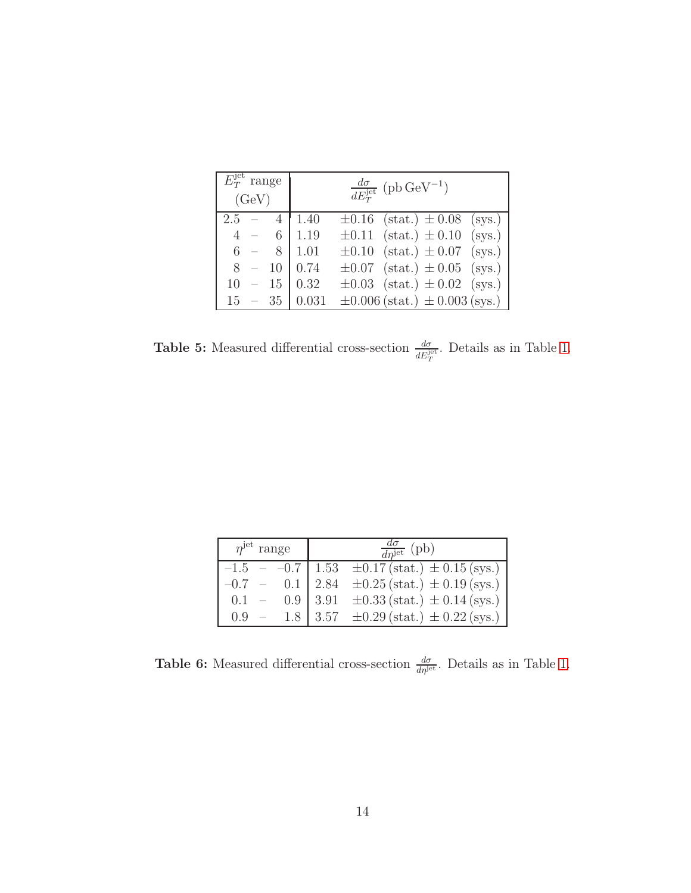| $E_T^{\text{jet}}$ range (GeV) | $\frac{d\sigma}{dE_T^{\text{jet}}}$ (pb GeV$^{-1}$) |
|---|---|
| 2.5 – 4 | 1.40 $\pm 0.16$ (stat.) $\pm$ 0.08 (sys.) |
| 4 – 6 | 1.19 $\pm 0.11$ (stat.) $\pm$ 0.10 (sys.) |
| 6 – 8 | 1.01 $\pm 0.10$ (stat.) $\pm$ 0.07 (sys.) |
| 8 – 10 | 0.74 $\pm 0.07$ (stat.) $\pm$ 0.05 (sys.) |
| 10 – 15 | 0.32 $\pm 0.03$ (stat.) $\pm$ 0.02 (sys.) |
| 15 – 35 | 0.031 $\pm 0.006$ (stat.) $\pm$ 0.003 (sys.) |

**Table 5:** Measured differential cross-section $\frac{d\sigma}{dE_T^{\text{jet}}}$. Details as in Table 1.

| $\eta^{\text{jet}}$ range | $\frac{d\sigma}{d\eta^{\text{jet}}}$ (pb) |
|---|---|
| $-1.5$ – $-0.7$ | 1.53 $\pm 0.17$ (stat.) $\pm$ 0.15 (sys.) |
| $-0.7$ – 0.1 | 2.84 $\pm 0.25$ (stat.) $\pm$ 0.19 (sys.) |
| 0.1 – 0.9 | 3.91 $\pm 0.33$ (stat.) $\pm$ 0.14 (sys.) |
| 0.9 – 1.8 | 3.57 $\pm 0.29$ (stat.) $\pm$ 0.22 (sys.) |

**Table 6:** Measured differential cross-section $\frac{d\sigma}{d\eta^{\text{jet}}}$. Details as in Table 1.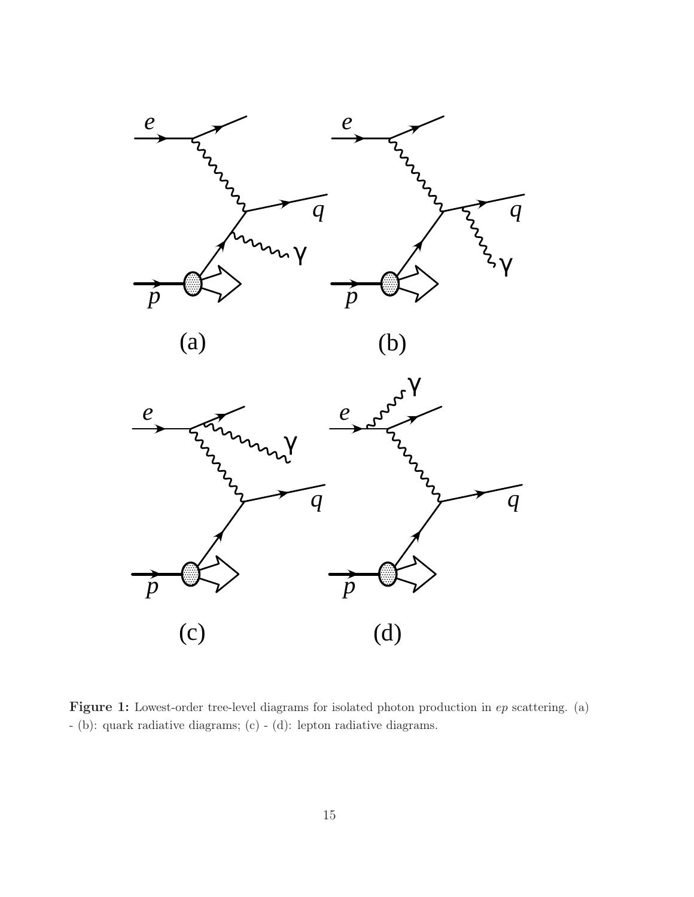**Figure 1:** Lowest-order tree-level diagrams for isolated photon production in *ep* scattering. (a) - (b): quark radiative diagrams; (c) - (d): lepton radiative diagrams.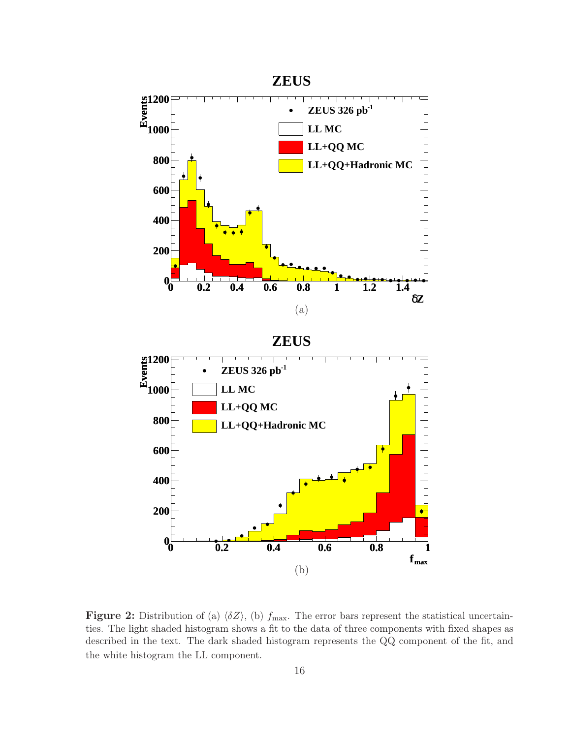**Figure 2:** Distribution of (a) $\langle \delta Z \rangle$, (b) $f_{\max}$. The error bars represent the statistical uncertainties. The light shaded histogram shows a fit to the data of three components with fixed shapes as described in the text. The dark shaded histogram represents the QQ component of the fit, and the white histogram the LL component.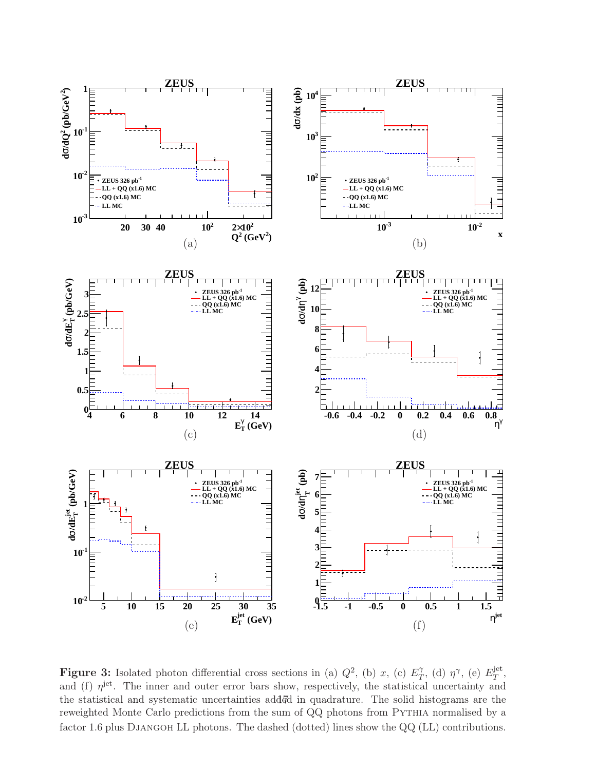**Figure 3:** Isolated photon differential cross sections in (a) $Q^2$, (b) $x$, (c) $E_T^{\gamma}$, (d) $\eta^{\gamma}$, (e) $E_T^{\rm jet}$, and (f) $\eta^{\rm jet}$. The inner and outer error bars show, respectively, the statistical uncertainty and the statistical and systematic uncertainties added in quadrature. The solid histograms are the reweighted Monte Carlo predictions from the sum of QQ photons from PYTHIA normalised by a factor 1.6 plus DJANGOH LL photons. The dashed (dotted) lines show the QQ (LL) contributions.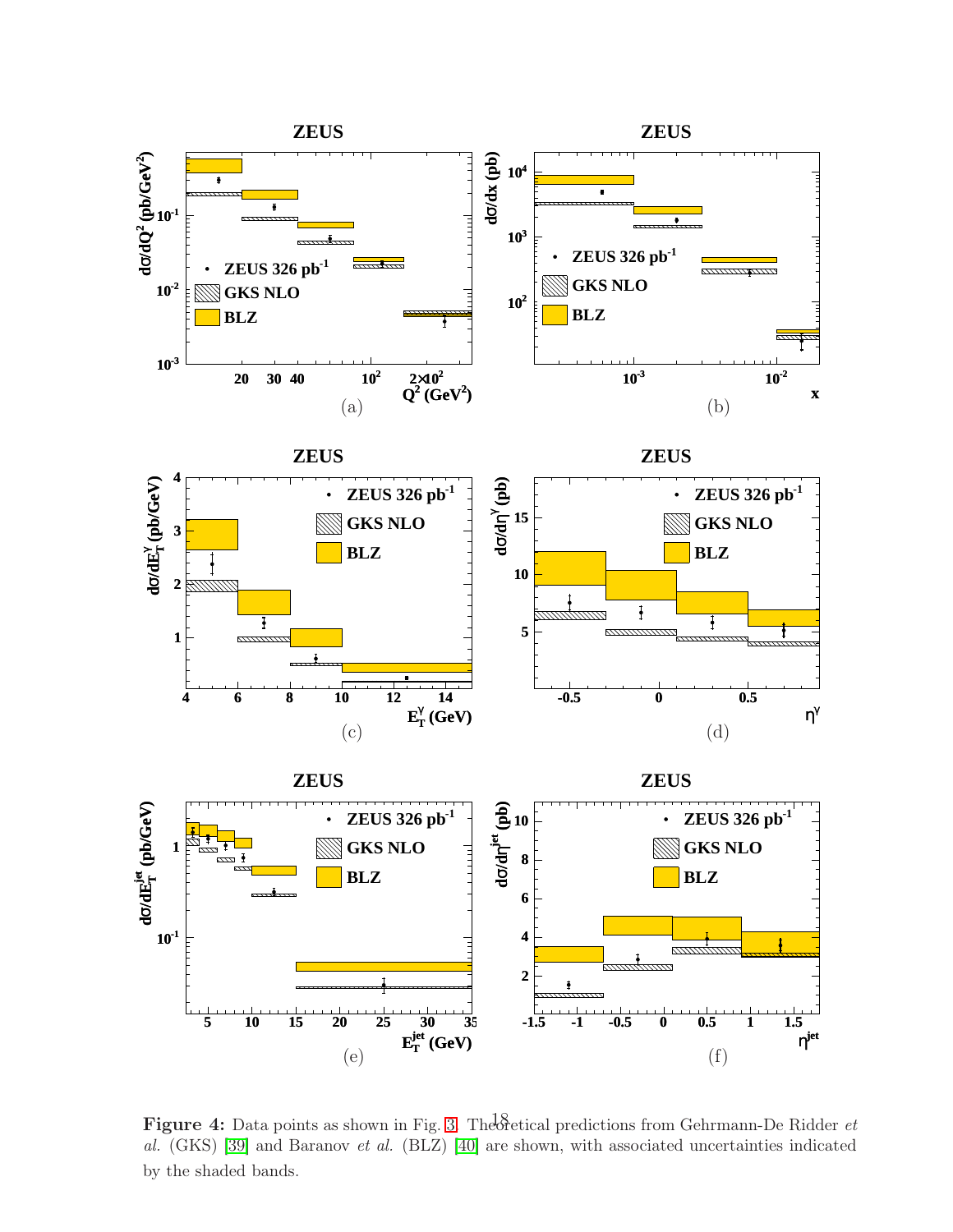ZEUS

$d\sigma/dQ^2$ (pb/GeV$^2$)

• ZEUS 326 pb$^{-1}$

GKS NLO

BLZ

$10^{-1}$ $10^{-2}$ $10^{-3}$

20 30 40 $10^2$ $2\times10^2$

$Q^2$ (GeV$^2$)

(a)

ZEUS

$d\sigma/dx$ (pb)

• ZEUS 326 pb$^{-1}$

GKS NLO

BLZ

$10^4$ $10^3$ $10^2$

$10^{-3}$ $10^{-2}$

x

(b)

ZEUS

$d\sigma/dE_T^{\gamma}$ (pb/GeV)

• ZEUS 326 pb$^{-1}$

GKS NLO

BLZ

4 3 2 1

4 6 8 10 12 14

$E_T^{\gamma}$ (GeV)

(c)

ZEUS

$d\sigma/d\eta^{\gamma}$ (pb)

• ZEUS 326 pb$^{-1}$

GKS NLO

BLZ

15 10 5

-0.5 0 0.5

$\eta^{\gamma}$

(d)

ZEUS

$d\sigma/dE_T^{jet}$ (pb/GeV)

• ZEUS 326 pb$^{-1}$

GKS NLO

BLZ

1 $10^{-1}$

5 10 15 20 25 30 35

$E_T^{jet}$ (GeV)

(e)

ZEUS

$d\sigma/d\eta^{jet}$ (pb)

• ZEUS 326 pb$^{-1}$

GKS NLO

BLZ

10 8 6 4 2

-1.5 -1 -0.5 0 0.5 1 1.5

$\eta^{jet}$

(f)

**Figure 4:** Data points as shown in Fig. 3. Theoretical predictions from Gehrmann-De Ridder *et al.* (GKS) [39] and Baranov *et al.* (BLZ) [40] are shown, with associated uncertainties indicated by the shaded bands.